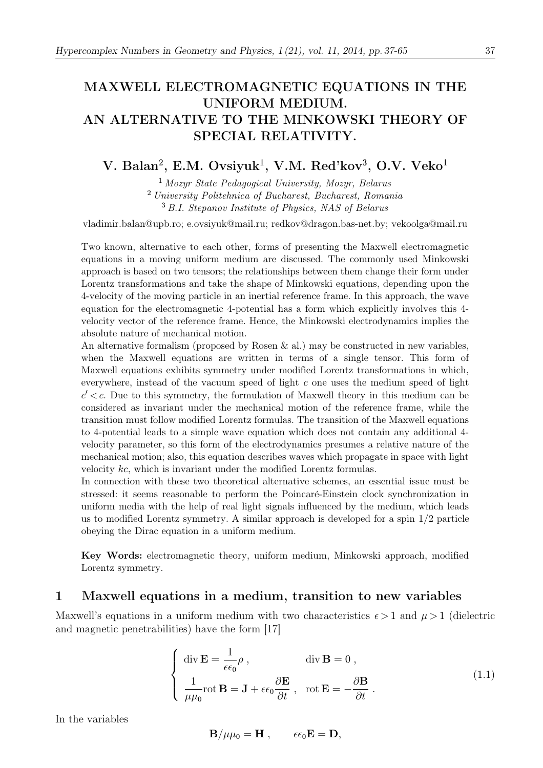# MAXWELL ELECTROMAGNETIC EQUATIONS IN THE UNIFORM MEDIUM. AN ALTERNATIVE TO THE MINKOWSKI THEORY OF SPECIAL RELATIVITY.

**V. Balan[2], E.M. Ovsiyuk[1], V.M. Red'kov[3], O.V. Veko[1]**

[1] *Mozyr State Pedagogical University, Mozyr, Belarus*
[2] *University Politehnica of Bucharest, Bucharest, Romania*
[3] *B.I. Stepanov Institute of Physics, NAS of Belarus*

vladimir.balan@upb.ro; e.ovsiyuk@mail.ru; redkov@dragon.bas-net.by; vekoolga@mail.ru

Two known, alternative to each other, forms of presenting the Maxwell electromagnetic equations in a moving uniform medium are discussed. The commonly used Minkowski approach is based on two tensors; the relationships between them change their form under Lorentz transformations and take the shape of Minkowski equations, depending upon the 4-velocity of the moving particle in an inertial reference frame. In this approach, the wave equation for the electromagnetic 4-potential has a form which explicitly involves this 4-velocity vector of the reference frame. Hence, the Minkowski electrodynamics implies the absolute nature of mechanical motion.

An alternative formalism (proposed by Rosen & al.) may be constructed in new variables, when the Maxwell equations are written in terms of a single tensor. This form of Maxwell equations exhibits symmetry under modified Lorentz transformations in which, everywhere, instead of the vacuum speed of light $c$ one uses the medium speed of light $c' < c$. Due to this symmetry, the formulation of Maxwell theory in this medium can be considered as invariant under the mechanical motion of the reference frame, while the transition must follow modified Lorentz formulas. The transition of the Maxwell equations to 4-potential leads to a simple wave equation which does not contain any additional 4-velocity parameter, so this form of the electrodynamics presumes a relative nature of the mechanical motion; also, this equation describes waves which propagate in space with light velocity $kc$, which is invariant under the modified Lorentz formulas.

In connection with these two theoretical alternative schemes, an essential issue must be stressed: it seems reasonable to perform the Poincaré-Einstein clock synchronization in uniform media with the help of real light signals influenced by the medium, which leads us to modified Lorentz symmetry. A similar approach is developed for a spin 1/2 particle obeying the Dirac equation in a uniform medium.

**Key Words:** electromagnetic theory, uniform medium, Minkowski approach, modified Lorentz symmetry.

## 1 Maxwell equations in a medium, transition to new variables

Maxwell's equations in a uniform medium with two characteristics $\epsilon > 1$ and $\mu > 1$ (dielectric and magnetic penetrabilities) have the form [17]

$$
\left\{ \begin{array}{ll} \operatorname{div} \mathbf{E} = \dfrac{1}{\epsilon\epsilon_0}\rho \, , & \operatorname{div} \mathbf{B} = 0 \, , \\ \dfrac{1}{\mu\mu_0}\operatorname{rot} \mathbf{B} = \mathbf{J} + \epsilon\epsilon_0 \dfrac{\partial \mathbf{E}}{\partial t} \, , & \operatorname{rot} \mathbf{E} = -\dfrac{\partial \mathbf{B}}{\partial t} \, . \end{array} \right. \tag{1.1}
$$

In the variables

$$
\mathbf{B}/\mu\mu_0 = \mathbf{H} \, , \qquad \epsilon\epsilon_0 \mathbf{E} = \mathbf{D},
$$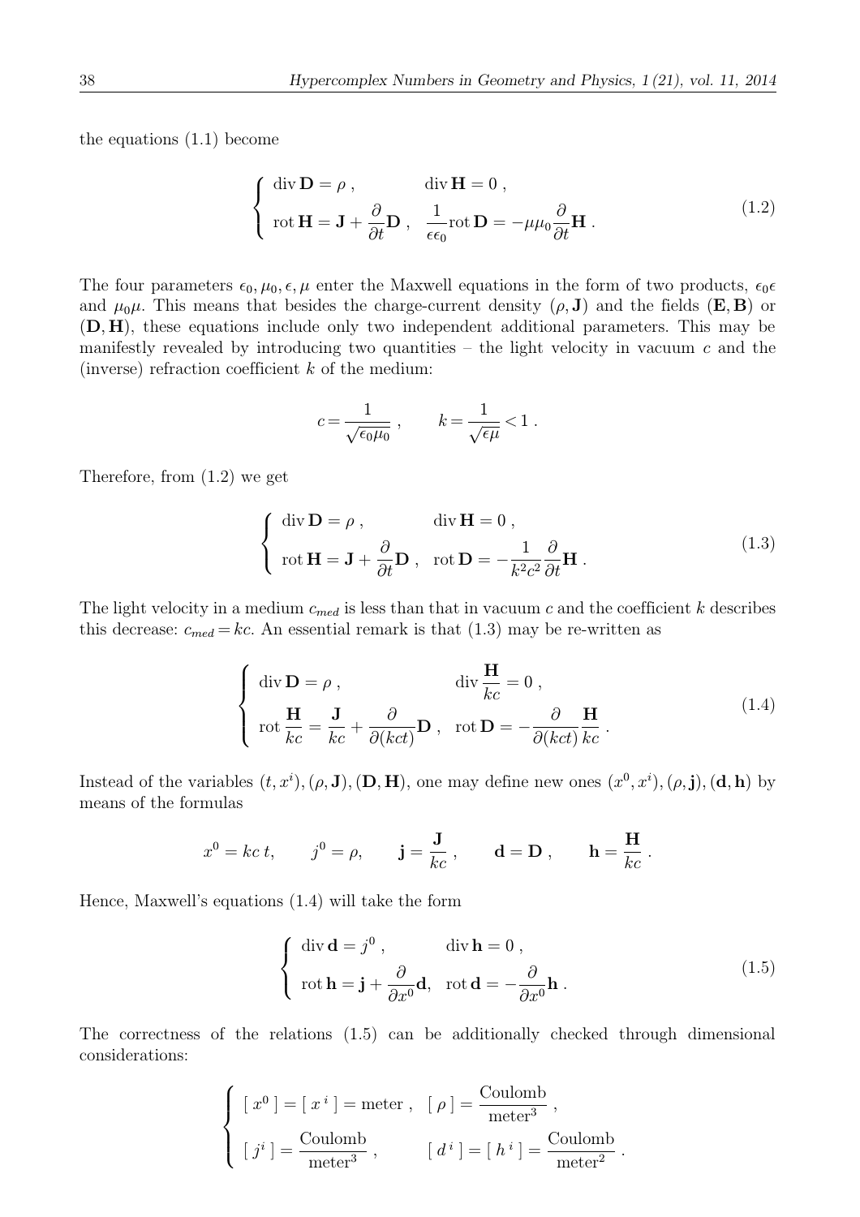the equations (1.1) become

$$
\begin{cases} \operatorname{div} \mathbf{D} = \rho \,, & \operatorname{div} \mathbf{H} = 0 \,, \\ \operatorname{rot} \mathbf{H} = \mathbf{J} + \dfrac{\partial}{\partial t} \mathbf{D} \,, & \dfrac{1}{\epsilon \epsilon_0} \operatorname{rot} \mathbf{D} = -\mu \mu_0 \dfrac{\partial}{\partial t} \mathbf{H} \,. \end{cases} \tag{1.2}
$$

The four parameters $\epsilon_0, \mu_0, \epsilon, \mu$ enter the Maxwell equations in the form of two products, $\epsilon_0 \epsilon$ and $\mu_0 \mu$. This means that besides the charge-current density $(\rho, \mathbf{J})$ and the fields $(\mathbf{E}, \mathbf{B})$ or $(\mathbf{D}, \mathbf{H})$, these equations include only two independent additional parameters. This may be manifestly revealed by introducing two quantities – the light velocity in vacuum $c$ and the (inverse) refraction coefficient $k$ of the medium:

$$
c = \frac{1}{\sqrt{\epsilon_0 \mu_0}} \,, \qquad k = \frac{1}{\sqrt{\epsilon \mu}} < 1 \,.
$$

Therefore, from (1.2) we get

$$
\begin{cases} \operatorname{div} \mathbf{D} = \rho \,, & \operatorname{div} \mathbf{H} = 0 \,, \\ \operatorname{rot} \mathbf{H} = \mathbf{J} + \dfrac{\partial}{\partial t} \mathbf{D} \,, & \operatorname{rot} \mathbf{D} = -\dfrac{1}{k^2 c^2} \dfrac{\partial}{\partial t} \mathbf{H} \,. \end{cases} \tag{1.3}
$$

The light velocity in a medium $c_{med}$ is less than that in vacuum $c$ and the coefficient $k$ describes this decrease: $c_{med} = kc$. An essential remark is that (1.3) may be re-written as

$$
\begin{cases} \operatorname{div} \mathbf{D} = \rho \,, & \operatorname{div} \dfrac{\mathbf{H}}{kc} = 0 \,, \\ \operatorname{rot} \dfrac{\mathbf{H}}{kc} = \dfrac{\mathbf{J}}{kc} + \dfrac{\partial}{\partial (kct)} \mathbf{D} \,, & \operatorname{rot} \mathbf{D} = -\dfrac{\partial}{\partial (kct)} \dfrac{\mathbf{H}}{kc} \,. \end{cases} \tag{1.4}
$$

Instead of the variables $(t, x^i), (\rho, \mathbf{J}), (\mathbf{D}, \mathbf{H})$, one may define new ones $(x^0, x^i), (\rho, \mathbf{j}), (\mathbf{d}, \mathbf{h})$ by means of the formulas

$$
x^0 = kc\, t, \qquad j^0 = \rho, \qquad \mathbf{j} = \frac{\mathbf{J}}{kc} \,, \qquad \mathbf{d} = \mathbf{D} \,, \qquad \mathbf{h} = \frac{\mathbf{H}}{kc} \,.
$$

Hence, Maxwell's equations (1.4) will take the form

$$
\begin{cases} \operatorname{div} \mathbf{d} = j^0 \,, & \operatorname{div} \mathbf{h} = 0 \,, \\ \operatorname{rot} \mathbf{h} = \mathbf{j} + \dfrac{\partial}{\partial x^0} \mathbf{d}, & \operatorname{rot} \mathbf{d} = -\dfrac{\partial}{\partial x^0} \mathbf{h} \,. \end{cases} \tag{1.5}
$$

The correctness of the relations (1.5) can be additionally checked through dimensional considerations:

$$
\begin{cases} [\, x^0 \,] = [\, x^i \,] = \text{meter} \,, & [\, \rho \,] = \dfrac{\text{Coulomb}}{\text{meter}^3} \,, \\ [\, j^i \,] = \dfrac{\text{Coulomb}}{\text{meter}^3} \,, & [\, d^i \,] = [\, h^i \,] = \dfrac{\text{Coulomb}}{\text{meter}^2} \,. \end{cases}
$$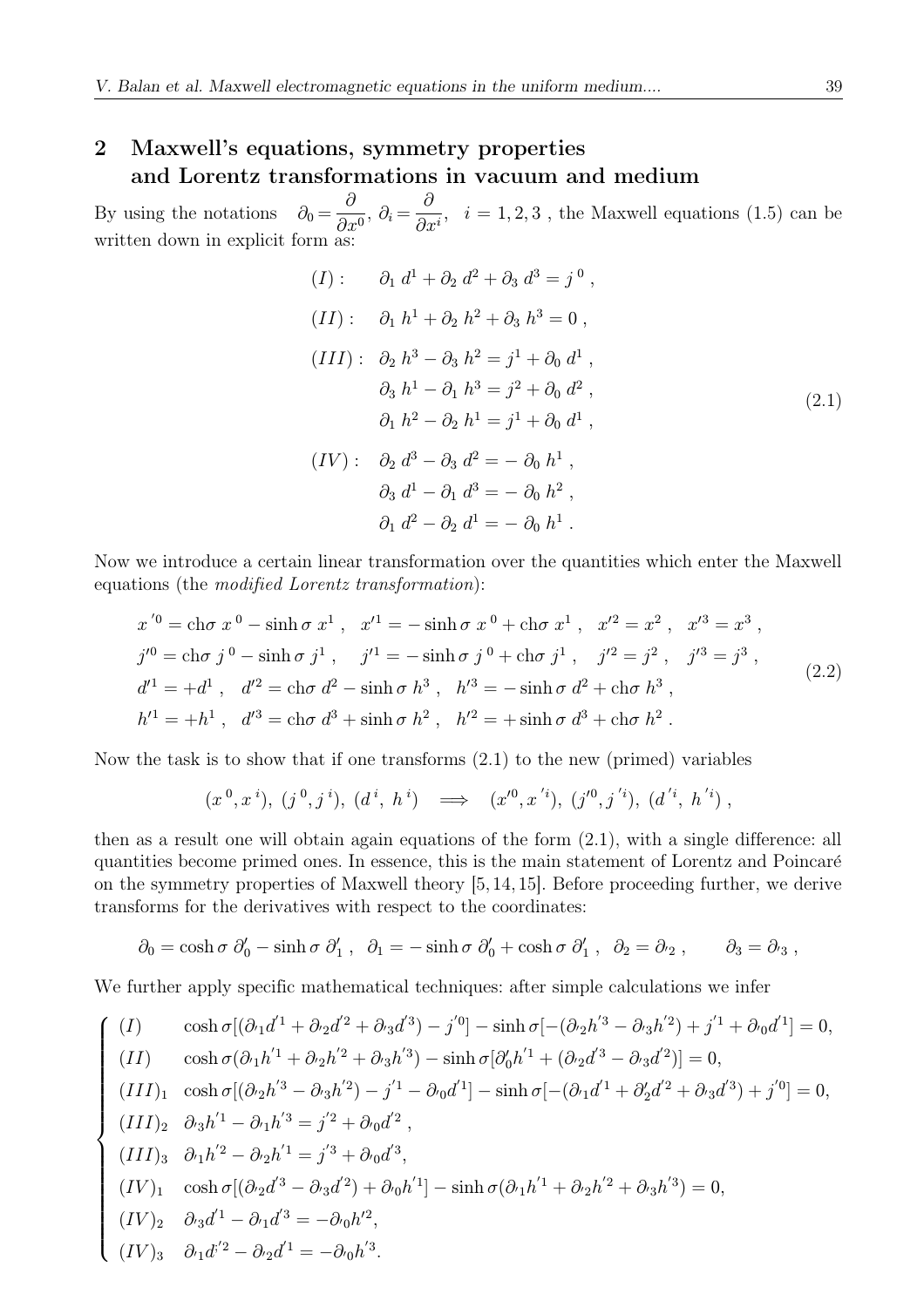## 2 Maxwell's equations, symmetry properties and Lorentz transformations in vacuum and medium

By using the notations $\partial_0 = \dfrac{\partial}{\partial x^0}$, $\partial_i = \dfrac{\partial}{\partial x^i}$, $i = 1, 2, 3$ , the Maxwell equations (1.5) can be written down in explicit form as:

$$
\begin{aligned}
(I): \quad & \partial_1\, d^1 + \partial_2\, d^2 + \partial_3\, d^3 = j^{\,0} \,, \\
(II): \quad & \partial_1\, h^1 + \partial_2\, h^2 + \partial_3\, h^3 = 0 \,, \\
(III): \quad & \partial_2\, h^3 - \partial_3\, h^2 = j^1 + \partial_0\, d^1 \,, \\
& \partial_3\, h^1 - \partial_1\, h^3 = j^2 + \partial_0\, d^2 \,, \\
& \partial_1\, h^2 - \partial_2\, h^1 = j^1 + \partial_0\, d^1 \,, \\
(IV): \quad & \partial_2\, d^3 - \partial_3\, d^2 = -\, \partial_0\, h^1 \,, \\
& \partial_3\, d^1 - \partial_1\, d^3 = -\, \partial_0\, h^2 \,, \\
& \partial_1\, d^2 - \partial_2\, d^1 = -\, \partial_0\, h^1 \,.
\end{aligned}
\tag{2.1}
$$

Now we introduce a certain linear transformation over the quantities which enter the Maxwell equations (the *modified Lorentz transformation*):

$$
\begin{aligned}
& x^{\,\prime 0} = \mathrm{ch}\sigma\; x^{\,0} - \sinh\sigma\; x^1 \,, \quad x^{\prime 1} = -\sinh\sigma\; x^{\,0} + \mathrm{ch}\sigma\; x^1 \,, \quad x^{\prime 2} = x^2 \,, \quad x^{\prime 3} = x^3 \,, \\
& j^{\prime 0} = \mathrm{ch}\sigma\; j^{\,0} - \sinh\sigma\; j^1 \,, \quad j^{\prime 1} = -\sinh\sigma\; j^{\,0} + \mathrm{ch}\sigma\; j^1 \,, \quad j^{\prime 2} = j^2 \,, \quad j^{\prime 3} = j^3 \,, \\
& d^{\prime 1} = +d^1 \,, \quad d^{\prime 2} = \mathrm{ch}\sigma\; d^2 - \sinh\sigma\; h^3 \,, \quad h^{\prime 3} = -\sinh\sigma\; d^2 + \mathrm{ch}\sigma\; h^3 \,, \\
& h^{\prime 1} = +h^1 \,, \quad d^{\prime 3} = \mathrm{ch}\sigma\; d^3 + \sinh\sigma\; h^2 \,, \quad h^{\prime 2} = +\sinh\sigma\; d^3 + \mathrm{ch}\sigma\; h^2 \,.
\end{aligned}
\tag{2.2}
$$

Now the task is to show that if one transforms (2.1) to the new (primed) variables

$$
(x^{\,0}, x^{\,i}),\ (j^{\,0}, j^{\,i}),\ (d^{\,i},\ h^{\,i}) \quad \Longrightarrow \quad (x^{\prime 0}, x^{\,\prime i}),\ (j^{\prime 0}, j^{\,\prime i}),\ (d^{\,\prime i},\ h^{\,\prime i}) \,,
$$

then as a result one will obtain again equations of the form (2.1), with a single difference: all quantities become primed ones. In essence, this is the main statement of Lorentz and Poincaré on the symmetry properties of Maxwell theory [5, 14, 15]. Before proceeding further, we derive transforms for the derivatives with respect to the coordinates:

$$
\partial_0 = \cosh\sigma\; \partial_0' - \sinh\sigma\; \partial_1' \,, \quad \partial_1 = -\sinh\sigma\; \partial_0' + \cosh\sigma\; \partial_1' \,, \quad \partial_2 = \partial_{\prime 2} \,, \qquad \partial_3 = \partial_{\prime 3} \,,
$$

We further apply specific mathematical techniques: after simple calculations we infer

$$
\begin{cases}
(I) & \cosh\sigma[(\partial_{\prime 1} d^{'1} + \partial_{\prime 2} d^{'2} + \partial_{\prime 3} d^{'3}) - j^{'0}] - \sinh\sigma[-(\partial_{\prime 2} h^{'3} - \partial_{\prime 3} h^{'2}) + j^{'1} + \partial_{\prime 0} d^{'1}] = 0, \\
(II) & \cosh\sigma(\partial_{\prime 1} h^{'1} + \partial_{\prime 2} h^{'2} + \partial_{\prime 3} h^{'3}) - \sinh\sigma[\partial_0' h^{'1} + (\partial_{\prime 2} d^{'3} - \partial_{\prime 3} d^{'2})] = 0, \\
(III)_1 & \cosh\sigma[(\partial_{\prime 2} h^{'3} - \partial_{\prime 3} h^{'2}) - j^{'1} - \partial_{\prime 0} d^{'1}] - \sinh\sigma[-(\partial_{\prime 1} d^{'1} + \partial_2' d^{'2} + \partial_{\prime 3} d^{'3}) + j^{'0}] = 0, \\
(III)_2 & \partial_{\prime 3} h^{'1} - \partial_{\prime 1} h^{'3} = j^{'2} + \partial_{\prime 0} d^{'2} \,, \\
(III)_3 & \partial_{\prime 1} h^{'2} - \partial_{\prime 2} h^{'1} = j^{'3} + \partial_{\prime 0} d^{'3}, \\
(IV)_1 & \cosh\sigma[(\partial_{\prime 2} d^{'3} - \partial_{\prime 3} d^{'2}) + \partial_{\prime 0} h^{'1}] - \sinh\sigma(\partial_{\prime 1} h^{'1} + \partial_{\prime 2} h^{'2} + \partial_{\prime 3} h^{'3}) = 0, \\
(IV)_2 & \partial_{\prime 3} d^{'1} - \partial_{\prime 1} d^{'3} = -\partial_{\prime 0} h^{'2}, \\
(IV)_3 & \partial_{\prime 1} d^{'2} - \partial_{\prime 2} d^{'1} = -\partial_{\prime 0} h^{'3}.
\end{cases}
$$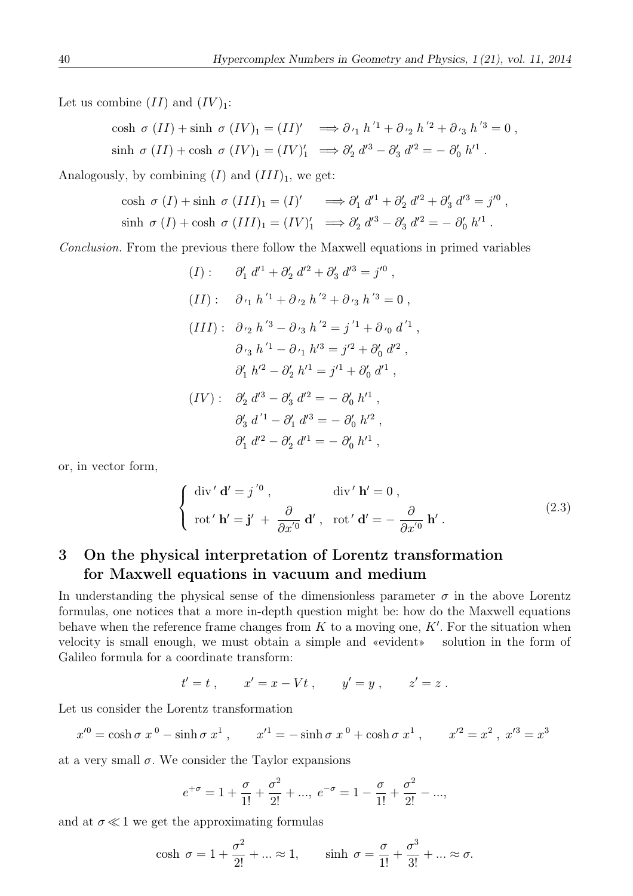Let us combine $(II)$ and $(IV)_1$:

$$\cosh\,\sigma\;(II) + \sinh\,\sigma\;(IV)_1 = (II)' \quad \Longrightarrow \partial_{'1}\,h^{'1} + \partial_{'2}\,h^{'2} + \partial_{'3}\,h^{'3} = 0\,,$$

$$\sinh\,\sigma\;(II) + \cosh\,\sigma\;(IV)_1 = (IV)'_1 \quad \Longrightarrow \partial'_2\,d'^3 - \partial'_3\,d'^2 = -\,\partial'_0\,h'^1\,.$$

Analogously, by combining $(I)$ and $(III)_1$, we get:

$$\cosh\,\sigma\;(I) + \sinh\,\sigma\;(III)_1 = (I)' \quad \Longrightarrow \partial'_1\,d'^1 + \partial'_2\,d'^2 + \partial'_3\,d'^3 = j'^0\,,$$

$$\sinh\,\sigma\;(I) + \cosh\,\sigma\;(III)_1 = (IV)'_1 \quad \Longrightarrow \partial'_2\,d'^3 - \partial'_3\,d'^2 = -\,\partial'_0\,h'^1\,.$$

*Conclusion.* From the previous there follow the Maxwell equations in primed variables

$$(I): \quad \partial'_1\,d'^1 + \partial'_2\,d'^2 + \partial'_3\,d'^3 = j'^0\,,$$

$$(II): \quad \partial_{'1}\,h^{'1} + \partial_{'2}\,h^{'2} + \partial_{'3}\,h^{'3} = 0\,,$$

$$(III): \quad \partial_{'2}\,h^{'3} - \partial_{'3}\,h^{'2} = j^{'1} + \partial_{'0}\,d^{'1}\,,$$
$$\partial_{'3}\,h^{'1} - \partial_{'1}\,h'^3 = j'^2 + \partial'_0\,d'^2\,,$$
$$\partial'_1\,h'^2 - \partial'_2\,h'^1 = j'^1 + \partial'_0\,d'^1\,,$$

$$(IV): \quad \partial'_2\,d'^3 - \partial'_3\,d'^2 = -\,\partial'_0\,h'^1\,,$$
$$\partial'_3\,d^{'1} - \partial'_1\,d'^3 = -\,\partial'_0\,h'^2\,,$$
$$\partial'_1\,d'^2 - \partial'_2\,d'^1 = -\,\partial'_0\,h'^1\,,$$

or, in vector form,

$$\left\{\begin{array}{ll} \text{div}'\,\mathbf{d}' = j^{'0}\,, & \text{div}'\,\mathbf{h}' = 0\,, \\ \text{rot}'\,\mathbf{h}' = \mathbf{j}' + \dfrac{\partial}{\partial x'^0}\,\mathbf{d}'\,, & \text{rot}'\,\mathbf{d}' = -\,\dfrac{\partial}{\partial x'^0}\,\mathbf{h}'\,. \end{array}\right. \tag{2.3}$$

## 3 On the physical interpretation of Lorentz transformation for Maxwell equations in vacuum and medium

In understanding the physical sense of the dimensionless parameter $\sigma$ in the above Lorentz formulas, one notices that a more in-depth question might be: how do the Maxwell equations behave when the reference frame changes from $K$ to a moving one, $K'$. For the situation when velocity is small enough, we must obtain a simple and «evident» solution in the form of Galileo formula for a coordinate transform:

$$t' = t\,, \qquad x' = x - Vt\,, \qquad y' = y\,, \qquad z' = z\,.$$

Let us consider the Lorentz transformation

$$x'^0 = \cosh\sigma\;x^0 - \sinh\sigma\;x^1\,, \qquad x'^1 = -\sinh\sigma\;x^0 + \cosh\sigma\;x^1\,, \qquad x'^2 = x^2\,,\; x'^3 = x^3$$

at a very small $\sigma$. We consider the Taylor expansions

$$e^{+\sigma} = 1 + \frac{\sigma}{1!} + \frac{\sigma^2}{2!} + ...,\; e^{-\sigma} = 1 - \frac{\sigma}{1!} + \frac{\sigma^2}{2!} - ...,$$

and at $\sigma \ll 1$ we get the approximating formulas

$$\cosh\,\sigma = 1 + \frac{\sigma^2}{2!} + ... \approx 1, \qquad \sinh\,\sigma = \frac{\sigma}{1!} + \frac{\sigma^3}{3!} + ... \approx \sigma.$$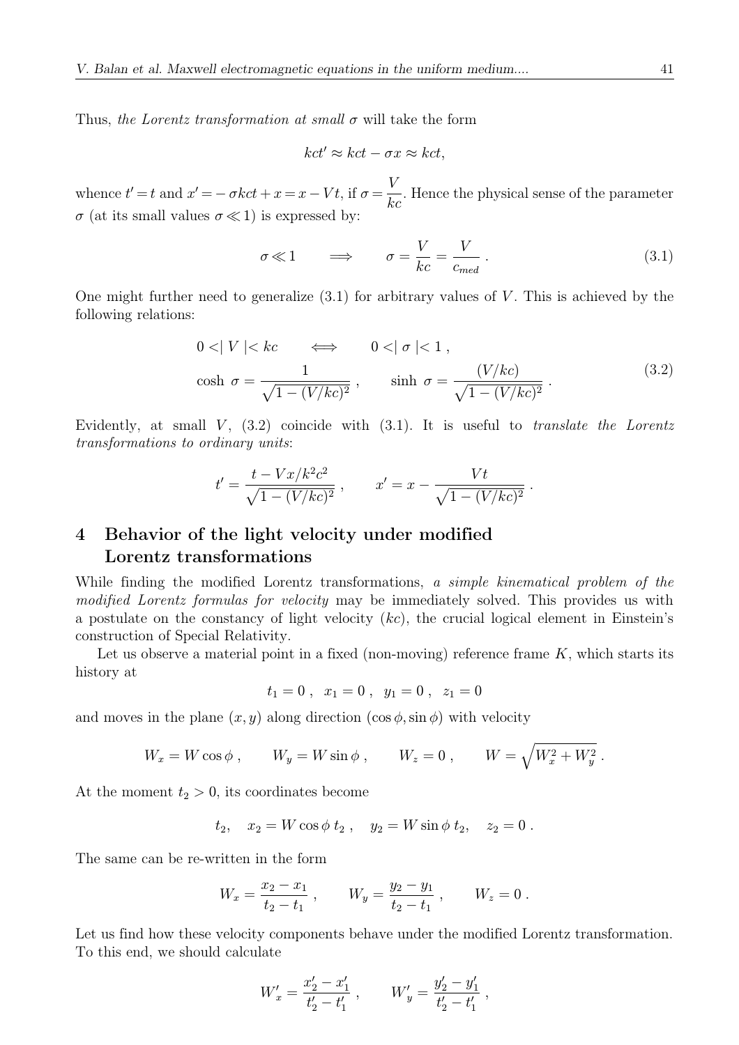Thus, *the Lorentz transformation at small* $\sigma$ will take the form

$$kct' \approx kct - \sigma x \approx kct,$$

whence $t' = t$ and $x' = -\sigma kct + x = x - Vt$, if $\sigma = \dfrac{V}{kc}$. Hence the physical sense of the parameter $\sigma$ (at its small values $\sigma \ll 1$) is expressed by:

$$\sigma \ll 1 \qquad \Longrightarrow \qquad \sigma = \frac{V}{kc} = \frac{V}{c_{med}} \, . \tag{3.1}$$

One might further need to generalize (3.1) for arbitrary values of $V$. This is achieved by the following relations:

$$\begin{aligned} &0 < \mid V \mid < kc \qquad \Longleftrightarrow \qquad 0 < \mid \sigma \mid < 1 \, , \\ &\cosh \, \sigma = \frac{1}{\sqrt{1 - (V/kc)^2}} \, , \qquad \sinh \, \sigma = \frac{(V/kc)}{\sqrt{1 - (V/kc)^2}} \, . \end{aligned} \tag{3.2}$$

Evidently, at small $V$, (3.2) coincide with (3.1). It is useful to *translate the Lorentz transformations to ordinary units*:

$$t' = \frac{t - Vx/k^2c^2}{\sqrt{1 - (V/kc)^2}} \, , \qquad x' = x - \frac{Vt}{\sqrt{1 - (V/kc)^2}} \, .$$

## 4 Behavior of the light velocity under modified Lorentz transformations

While finding the modified Lorentz transformations, *a simple kinematical problem of the modified Lorentz formulas for velocity* may be immediately solved. This provides us with a postulate on the constancy of light velocity ($kc$), the crucial logical element in Einstein's construction of Special Relativity.

Let us observe a material point in a fixed (non-moving) reference frame $K$, which starts its history at

$$t_1 = 0 \, , \;\; x_1 = 0 \, , \;\; y_1 = 0 \, , \;\; z_1 = 0$$

and moves in the plane $(x, y)$ along direction $(\cos\phi, \sin\phi)$ with velocity

$$W_x = W \cos\phi \, , \qquad W_y = W \sin\phi \, , \qquad W_z = 0 \, , \qquad W = \sqrt{W_x^2 + W_y^2} \, .$$

At the moment $t_2 > 0$, its coordinates become

$$t_2, \quad x_2 = W \cos\phi \; t_2 \, , \quad y_2 = W \sin\phi \; t_2, \quad z_2 = 0 \, .$$

The same can be re-written in the form

$$W_x = \frac{x_2 - x_1}{t_2 - t_1} \, , \qquad W_y = \frac{y_2 - y_1}{t_2 - t_1} \, , \qquad W_z = 0 \, .$$

Let us find how these velocity components behave under the modified Lorentz transformation. To this end, we should calculate

$$W'_x = \frac{x'_2 - x'_1}{t'_2 - t'_1} \, , \qquad W'_y = \frac{y'_2 - y'_1}{t'_2 - t'_1} \, ,$$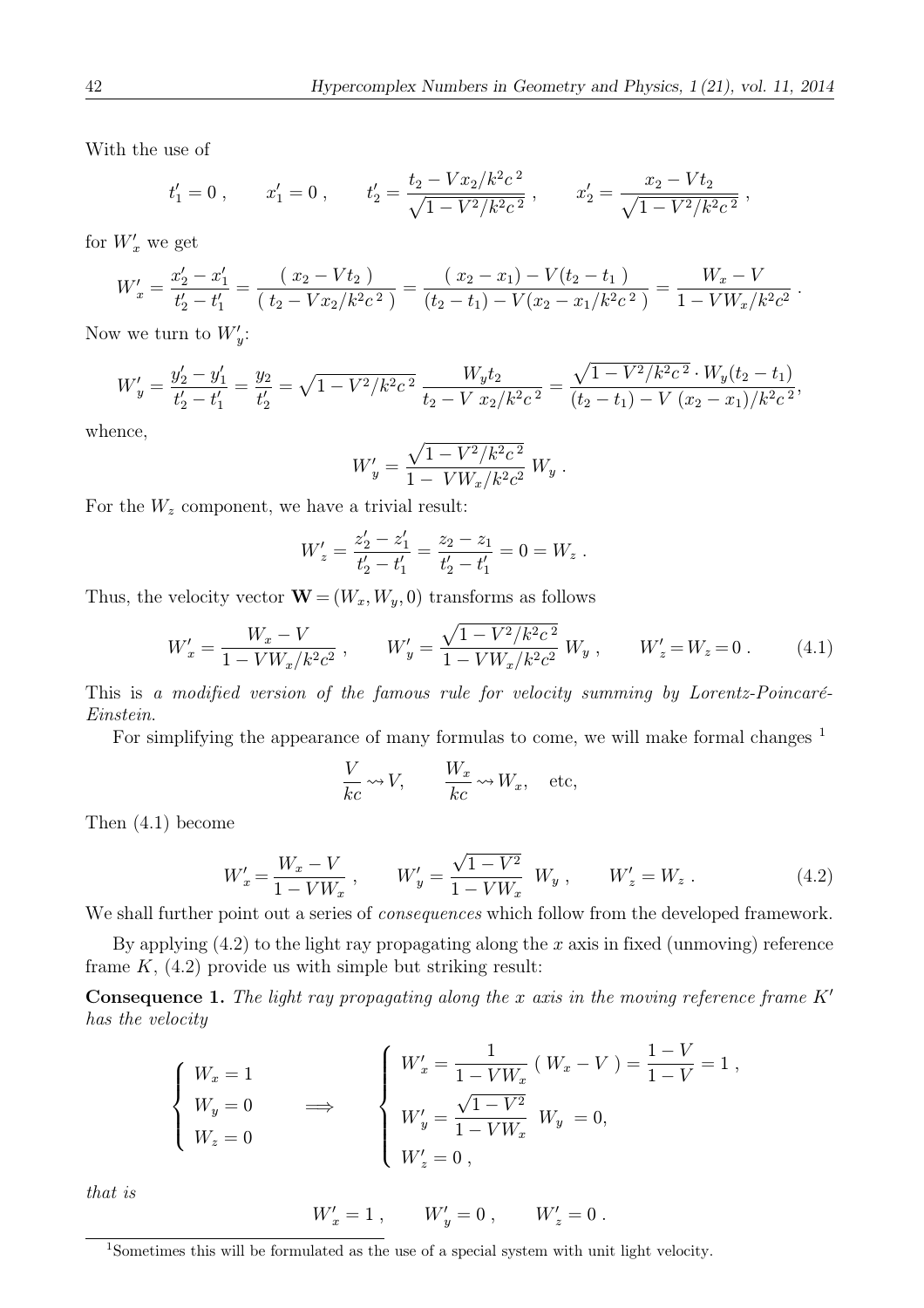With the use of

$$t'_1 = 0 \,, \qquad x'_1 = 0 \,, \qquad t'_2 = \frac{t_2 - V x_2/k^2c^{\,2}}{\sqrt{1 - V^2/k^2c^{\,2}}} \,, \qquad x'_2 = \frac{x_2 - V t_2}{\sqrt{1 - V^2/k^2c^{\,2}}} \,,$$

for $W'_x$ we get

$$W'_x = \frac{x'_2 - x'_1}{t'_2 - t'_1} = \frac{(\ x_2 - V t_2\ )}{(\ t_2 - V x_2/k^2c^{\,2}\ )} = \frac{(\ x_2 - x_1) - V(t_2 - t_1\ )}{(t_2 - t_1) - V(x_2 - x_1/k^2c^{\,2}\ )} = \frac{W_x - V}{1 - V W_x/k^2c^2} \,.$$

Now we turn to $W'_y$:

$$W'_y = \frac{y'_2 - y'_1}{t'_2 - t'_1} = \frac{y_2}{t'_2} = \sqrt{1 - V^2/k^2c^{\,2}}\ \frac{W_y t_2}{t_2 - V\ x_2/k^2c^{\,2}} = \frac{\sqrt{1 - V^2/k^2c^{\,2}} \cdot W_y(t_2 - t_1)}{(t_2 - t_1) - V\ (x_2 - x_1)/k^2c^{\,2}},$$

whence,

$$W'_y = \frac{\sqrt{1 - V^2/k^2c^{\,2}}}{1 -\ V W_x/k^2c^2}\ W_y \,.$$

For the $W_z$ component, we have a trivial result:

$$W'_z = \frac{z'_2 - z'_1}{t'_2 - t'_1} = \frac{z_2 - z_1}{t'_2 - t'_1} = 0 = W_z \,.$$

Thus, the velocity vector $\mathbf{W} = (W_x, W_y, 0)$ transforms as follows

$$W'_x = \frac{W_x - V}{1 - V W_x/k^2c^2} \,, \qquad W'_y = \frac{\sqrt{1 - V^2/k^2c^{\,2}}}{1 - V W_x/k^2c^2}\ W_y \,, \qquad W'_z = W_z = 0 \,. \tag{4.1}$$

This is *a modified version of the famous rule for velocity summing by Lorentz-Poincaré-Einstein.*

For simplifying the appearance of many formulas to come, we will make formal changes [1]

$$\frac{V}{kc} \rightsquigarrow V, \qquad \frac{W_x}{kc} \rightsquigarrow W_x, \quad \text{etc},$$

Then (4.1) become

$$W'_x = \frac{W_x - V}{1 - V W_x} \,, \qquad W'_y = \frac{\sqrt{1 - V^2}}{1 - V W_x}\ \ W_y \,, \qquad W'_z = W_z \,. \tag{4.2}$$

We shall further point out a series of *consequences* which follow from the developed framework.

By applying (4.2) to the light ray propagating along the $x$ axis in fixed (unmoving) reference frame $K$, (4.2) provide us with simple but striking result:

**Consequence 1.** *The light ray propagating along the $x$ axis in the moving reference frame $K'$ has the velocity*

$$\left\{ \begin{array}{l} W_x = 1 \\ W_y = 0 \\ W_z = 0 \end{array} \right. \qquad \Longrightarrow \qquad \left\{ \begin{array}{l} W'_x = \dfrac{1}{1 - V W_x}\ (\ W_x - V\ ) = \dfrac{1 - V}{1 - V} = 1 \,, \\ W'_y = \dfrac{\sqrt{1 - V^2}}{1 - V W_x}\ \ W_y\ = 0, \\ W'_z = 0 \,, \end{array} \right.$$

*that is*

$$W'_x = 1 \,, \qquad W'_y = 0 \,, \qquad W'_z = 0 \,.$$

[1] Sometimes this will be formulated as the use of a special system with unit light velocity.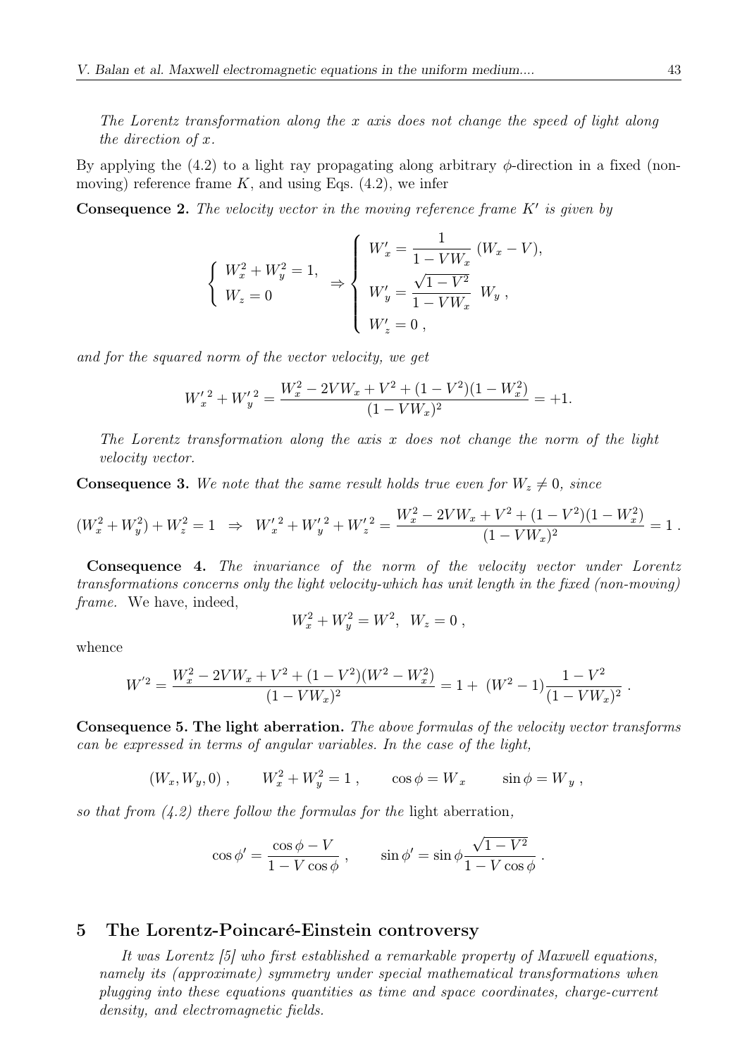*The Lorentz transformation along the $x$ axis does not change the speed of light along the direction of $x$.*

By applying the (4.2) to a light ray propagating along arbitrary $\phi$-direction in a fixed (non-moving) reference frame $K$, and using Eqs. (4.2), we infer

**Consequence 2.** *The velocity vector in the moving reference frame $K'$ is given by*

$$\left\{ \begin{array}{l} W_x^2 + W_y^2 = 1, \\ W_z = 0 \end{array} \right. \Rightarrow \left\{ \begin{array}{l} W'_x = \dfrac{1}{1 - VW_x} \, (W_x - V), \\ W'_y = \dfrac{\sqrt{1-V^2}}{1 - VW_x} \; W_y \, , \\ W'_z = 0 \, , \end{array} \right.$$

*and for the squared norm of the vector velocity, we get*

$$W'^2_x + W'^2_y = \frac{W_x^2 - 2VW_x + V^2 + (1-V^2)(1-W_x^2)}{(1-VW_x)^2} = +1.$$

*The Lorentz transformation along the axis $x$ does not change the norm of the light velocity vector.*

**Consequence 3.** *We note that the same result holds true even for $W_z \neq 0$, since*

$$(W_x^2 + W_y^2) + W_z^2 = 1 \;\; \Rightarrow \;\; W'^2_x + W'^2_y + W'^2_z = \frac{W_x^2 - 2VW_x + V^2 + (1-V^2)(1-W_x^2)}{(1-VW_x)^2} = 1 \, .$$

**Consequence 4.** *The invariance of the norm of the velocity vector under Lorentz transformations concerns only the light velocity-which has unit length in the fixed (non-moving) frame.* We have, indeed,

$$W_x^2 + W_y^2 = W^2, \;\; W_z = 0 \, ,$$

whence

$$W'^2 = \frac{W_x^2 - 2VW_x + V^2 + (1-V^2)(W^2 - W_x^2)}{(1-VW_x)^2} = 1 + \; (W^2 - 1)\frac{1-V^2}{(1-VW_x)^2} \, .$$

**Consequence 5. The light aberration.** *The above formulas of the velocity vector transforms can be expressed in terms of angular variables. In the case of the light,*

$$(W_x, W_y, 0) \, , \qquad W_x^2 + W_y^2 = 1 \, , \qquad \cos\phi = W_x \qquad \sin\phi = W_y \, ,$$

*so that from (4.2) there follow the formulas for the* light aberration*,*

$$\cos\phi' = \frac{\cos\phi - V}{1 - V\cos\phi} \, , \qquad \sin\phi' = \sin\phi \frac{\sqrt{1-V^2}}{1 - V\cos\phi} \, .$$

## 5 The Lorentz-Poincaré-Einstein controversy

*It was Lorentz [5] who first established a remarkable property of Maxwell equations, namely its (approximate) symmetry under special mathematical transformations when plugging into these equations quantities as time and space coordinates, charge-current density, and electromagnetic fields.*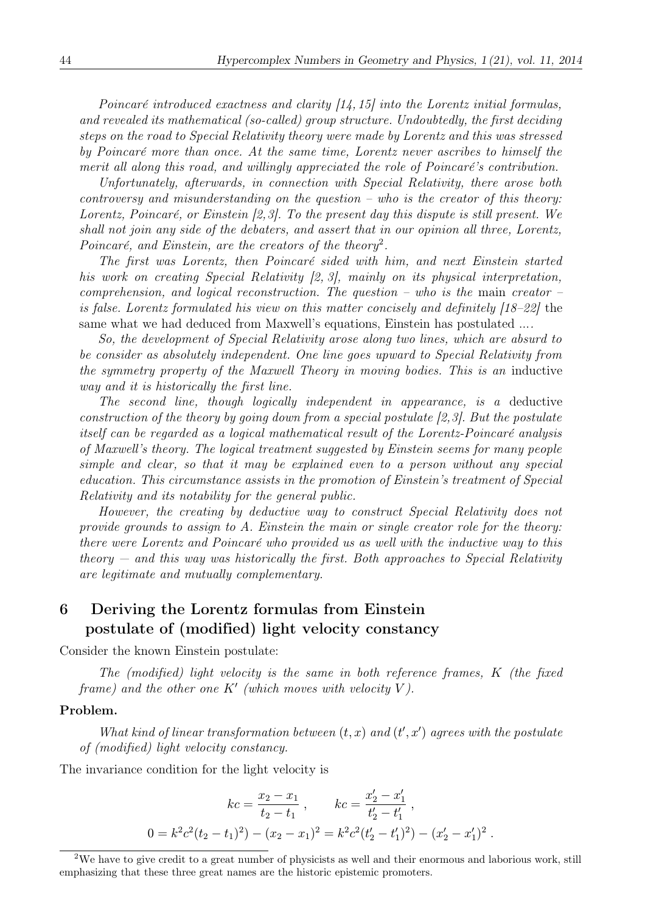*Poincaré introduced exactness and clarity [14, 15] into the Lorentz initial formulas, and revealed its mathematical (so-called) group structure. Undoubtedly, the first deciding steps on the road to Special Relativity theory were made by Lorentz and this was stressed by Poincaré more than once. At the same time, Lorentz never ascribes to himself the merit all along this road, and willingly appreciated the role of Poincaré's contribution.*

*Unfortunately, afterwards, in connection with Special Relativity, there arose both controversy and misunderstanding on the question – who is the creator of this theory: Lorentz, Poincaré, or Einstein [2, 3]. To the present day this dispute is still present. We shall not join any side of the debaters, and assert that in our opinion all three, Lorentz, Poincaré, and Einstein, are the creators of the theory*[2].

*The first was Lorentz, then Poincaré sided with him, and next Einstein started his work on creating Special Relativity [2, 3], mainly on its physical interpretation, comprehension, and logical reconstruction. The question – who is the* main *creator – is false. Lorentz formulated his view on this matter concisely and definitely [18–22]* the same what we had deduced from Maxwell's equations, Einstein has postulated ....

*So, the development of Special Relativity arose along two lines, which are absurd to be consider as absolutely independent. One line goes upward to Special Relativity from the symmetry property of the Maxwell Theory in moving bodies. This is an* inductive *way and it is historically the first line.*

*The second line, though logically independent in appearance, is a* deductive *construction of the theory by going down from a special postulate [2, 3]. But the postulate itself can be regarded as a logical mathematical result of the Lorentz-Poincaré analysis of Maxwell's theory. The logical treatment suggested by Einstein seems for many people simple and clear, so that it may be explained even to a person without any special education. This circumstance assists in the promotion of Einstein's treatment of Special Relativity and its notability for the general public.*

*However, the creating by deductive way to construct Special Relativity does not provide grounds to assign to A. Einstein the main or single creator role for the theory: there were Lorentz and Poincaré who provided us as well with the inductive way to this theory — and this way was historically the first. Both approaches to Special Relativity are legitimate and mutually complementary.*

## 6 Deriving the Lorentz formulas from Einstein postulate of (modified) light velocity constancy

Consider the known Einstein postulate:

> *The (modified) light velocity is the same in both reference frames, $K$ (the fixed frame) and the other one $K'$ (which moves with velocity $V$).*

**Problem.**

> *What kind of linear transformation between $(t, x)$ and $(t', x')$ agrees with the postulate of (modified) light velocity constancy.*

The invariance condition for the light velocity is

$$
kc = \frac{x_2 - x_1}{t_2 - t_1} , \qquad kc = \frac{x'_2 - x'_1}{t'_2 - t'_1} ,
$$

$$
0 = k^2c^2(t_2 - t_1)^2) - (x_2 - x_1)^2 = k^2c^2(t'_2 - t'_1)^2) - (x'_2 - x'_1)^2 .
$$

[2] We have to give credit to a great number of physicists as well and their enormous and laborious work, still emphasizing that these three great names are the historic epistemic promoters.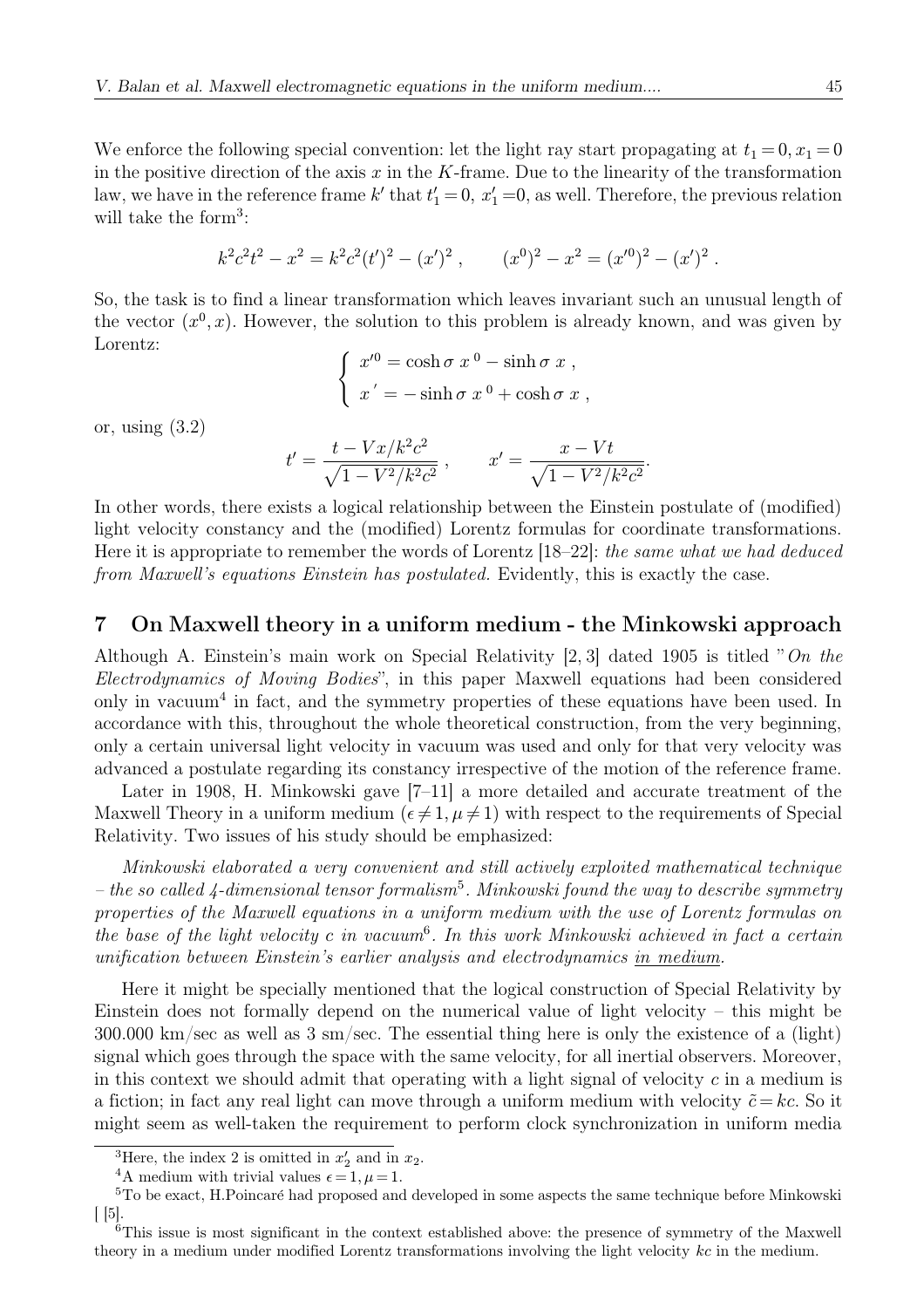We enforce the following special convention: let the light ray start propagating at $t_1=0, x_1=0$ in the positive direction of the axis $x$ in the $K$-frame. Due to the linearity of the transformation law, we have in the reference frame $k'$ that $t_1'=0,\ x_1'=0$, as well. Therefore, the previous relation will take the form[3]:

$$k^2c^2t^2 - x^2 = k^2c^2(t')^2 - (x')^2\ , \qquad (x^0)^2 - x^2 = (x'^0)^2 - (x')^2\ .$$

So, the task is to find a linear transformation which leaves invariant such an unusual length of the vector $(x^0, x)$. However, the solution to this problem is already known, and was given by Lorentz:

$$\begin{cases} x'^0 = \cosh\sigma\ x^{\,0} - \sinh\sigma\ x\ , \\ x^{\,\prime} = -\sinh\sigma\ x^{\,0} + \cosh\sigma\ x\ , \end{cases}$$

or, using (3.2)

$$t' = \frac{t - Vx/k^2c^2}{\sqrt{1 - V^2/k^2c^2}}\ , \qquad x' = \frac{x - Vt}{\sqrt{1 - V^2/k^2c^2}}.$$

In other words, there exists a logical relationship between the Einstein postulate of (modified) light velocity constancy and the (modified) Lorentz formulas for coordinate transformations. Here it is appropriate to remember the words of Lorentz [18–22]: *the same what we had deduced from Maxwell's equations Einstein has postulated.* Evidently, this is exactly the case.

## 7 On Maxwell theory in a uniform medium - the Minkowski approach

Although A. Einstein's main work on Special Relativity [2, 3] dated 1905 is titled "*On the Electrodynamics of Moving Bodies*", in this paper Maxwell equations had been considered only in vacuum[4] in fact, and the symmetry properties of these equations have been used. In accordance with this, throughout the whole theoretical construction, from the very beginning, only a certain universal light velocity in vacuum was used and only for that very velocity was advanced a postulate regarding its constancy irrespective of the motion of the reference frame.

Later in 1908, H. Minkowski gave [7–11] a more detailed and accurate treatment of the Maxwell Theory in a uniform medium ($\epsilon \neq 1, \mu \neq 1$) with respect to the requirements of Special Relativity. Two issues of his study should be emphasized:

*Minkowski elaborated a very convenient and still actively exploited mathematical technique – the so called 4-dimensional tensor formalism*[5]*. Minkowski found the way to describe symmetry properties of the Maxwell equations in a uniform medium with the use of Lorentz formulas on the base of the light velocity c in vacuum*[6]*. In this work Minkowski achieved in fact a certain unification between Einstein's earlier analysis and electrodynamics <u>in medium</u>.*

Here it might be specially mentioned that the logical construction of Special Relativity by Einstein does not formally depend on the numerical value of light velocity – this might be 300.000 km/sec as well as 3 sm/sec. The essential thing here is only the existence of a (light) signal which goes through the space with the same velocity, for all inertial observers. Moreover, in this context we should admit that operating with a light signal of velocity $c$ in a medium is a fiction; in fact any real light can move through a uniform medium with velocity $\tilde{c} = kc$. So it might seem as well-taken the requirement to perform clock synchronization in uniform media

---

[3] Here, the index 2 is omitted in $x_2'$ and in $x_2$.

[4] A medium with trivial values $\epsilon = 1, \mu = 1$.

[5] To be exact, H.Poincaré had proposed and developed in some aspects the same technique before Minkowski [ [5].

[6] This issue is most significant in the context established above: the presence of symmetry of the Maxwell theory in a medium under modified Lorentz transformations involving the light velocity $kc$ in the medium.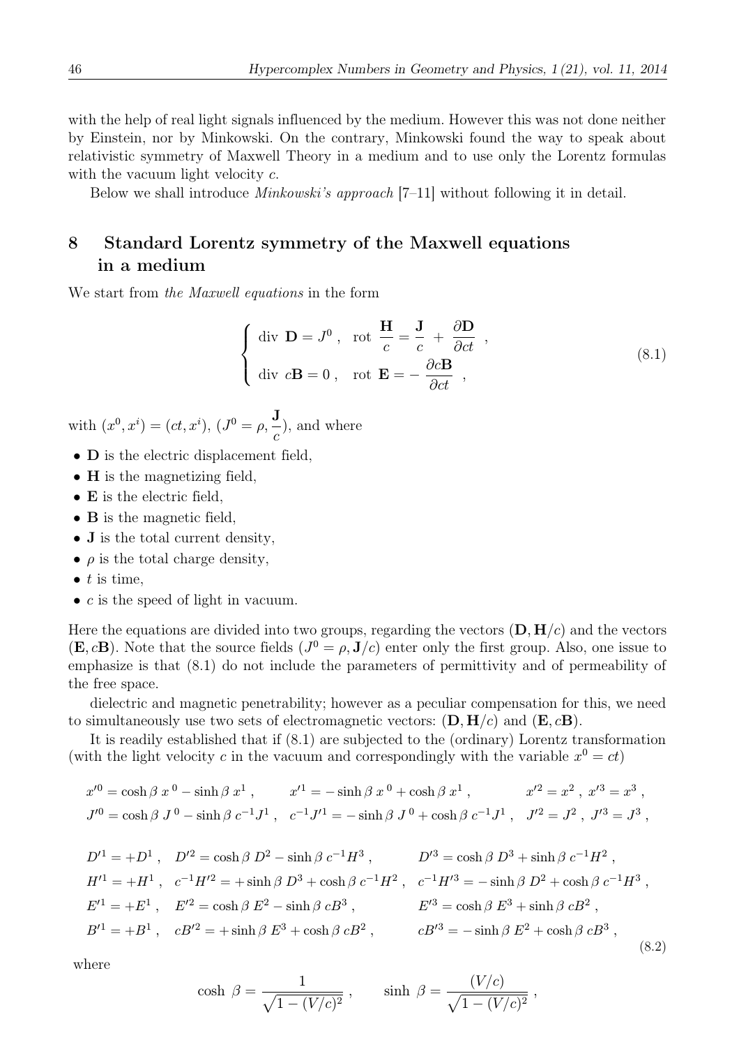with the help of real light signals influenced by the medium. However this was not done neither by Einstein, nor by Minkowski. On the contrary, Minkowski found the way to speak about relativistic symmetry of Maxwell Theory in a medium and to use only the Lorentz formulas with the vacuum light velocity $c$.

Below we shall introduce *Minkowski's approach* [7–11] without following it in detail.

## 8 Standard Lorentz symmetry of the Maxwell equations in a medium

We start from *the Maxwell equations* in the form

$$
\left\{ \begin{array}{l} \text{div } \mathbf{D} = J^0 , \quad \text{rot } \dfrac{\mathbf{H}}{c} = \dfrac{\mathbf{J}}{c} + \dfrac{\partial \mathbf{D}}{\partial ct} , \\ \text{div } c\mathbf{B} = 0 , \quad \text{rot } \mathbf{E} = - \dfrac{\partial c\mathbf{B}}{\partial ct} , \end{array} \right. \tag{8.1}
$$

with $(x^0, x^i) = (ct, x^i)$, $(J^0 = \rho, \dfrac{\mathbf{J}}{c})$, and where

- $\mathbf{D}$ is the electric displacement field,
- $\mathbf{H}$ is the magnetizing field,
- $\mathbf{E}$ is the electric field,
- $\mathbf{B}$ is the magnetic field,
- $\mathbf{J}$ is the total current density,
- $\rho$ is the total charge density,
- $t$ is time,
- $c$ is the speed of light in vacuum.

Here the equations are divided into two groups, regarding the vectors $(\mathbf{D}, \mathbf{H}/c)$ and the vectors $(\mathbf{E}, c\mathbf{B})$. Note that the source fields $(J^0 = \rho, \mathbf{J}/c)$ enter only the first group. Also, one issue to emphasize is that (8.1) do not include the parameters of permittivity and of permeability of the free space.

dielectric and magnetic penetrability; however as a peculiar compensation for this, we need to simultaneously use two sets of electromagnetic vectors: $(\mathbf{D}, \mathbf{H}/c)$ and $(\mathbf{E}, c\mathbf{B})$.

It is readily established that if (8.1) are subjected to the (ordinary) Lorentz transformation (with the light velocity $c$ in the vacuum and correspondingly with the variable $x^0 = ct$)

$$
\begin{array}{lll}
x'^0 = \cosh\beta \, x^0 - \sinh\beta \, x^1 , & x'^1 = - \sinh\beta \, x^0 + \cosh\beta \, x^1 , & x'^2 = x^2 , \; x'^3 = x^3 , \\
J'^0 = \cosh\beta \, J^0 - \sinh\beta \, c^{-1}J^1 , & c^{-1}J'^1 = - \sinh\beta \, J^0 + \cosh\beta \, c^{-1}J^1 , & J'^2 = J^2 , \; J'^3 = J^3 ,
\end{array}
$$

$$
\begin{array}{lll}
D'^1 = +D^1 , & D'^2 = \cosh\beta \, D^2 - \sinh\beta \, c^{-1}H^3 , & D'^3 = \cosh\beta \, D^3 + \sinh\beta \, c^{-1}H^2 , \\
H'^1 = +H^1 , & c^{-1}H'^2 = + \sinh\beta \, D^3 + \cosh\beta \, c^{-1}H^2 , & c^{-1}H'^3 = - \sinh\beta \, D^2 + \cosh\beta \, c^{-1}H^3 , \\
E'^1 = +E^1 , & E'^2 = \cosh\beta \, E^2 - \sinh\beta \, cB^3 , & E'^3 = \cosh\beta \, E^3 + \sinh\beta \, cB^2 , \\
B'^1 = +B^1 , & cB'^2 = + \sinh\beta \, E^3 + \cosh\beta \, cB^2 , & cB'^3 = - \sinh\beta \, E^2 + \cosh\beta \, cB^3 ,
\end{array} \tag{8.2}
$$

where

$$
\cosh \, \beta = \frac{1}{\sqrt{1 - (V/c)^2}} , \qquad \sinh \, \beta = \frac{(V/c)}{\sqrt{1 - (V/c)^2}} ,
$$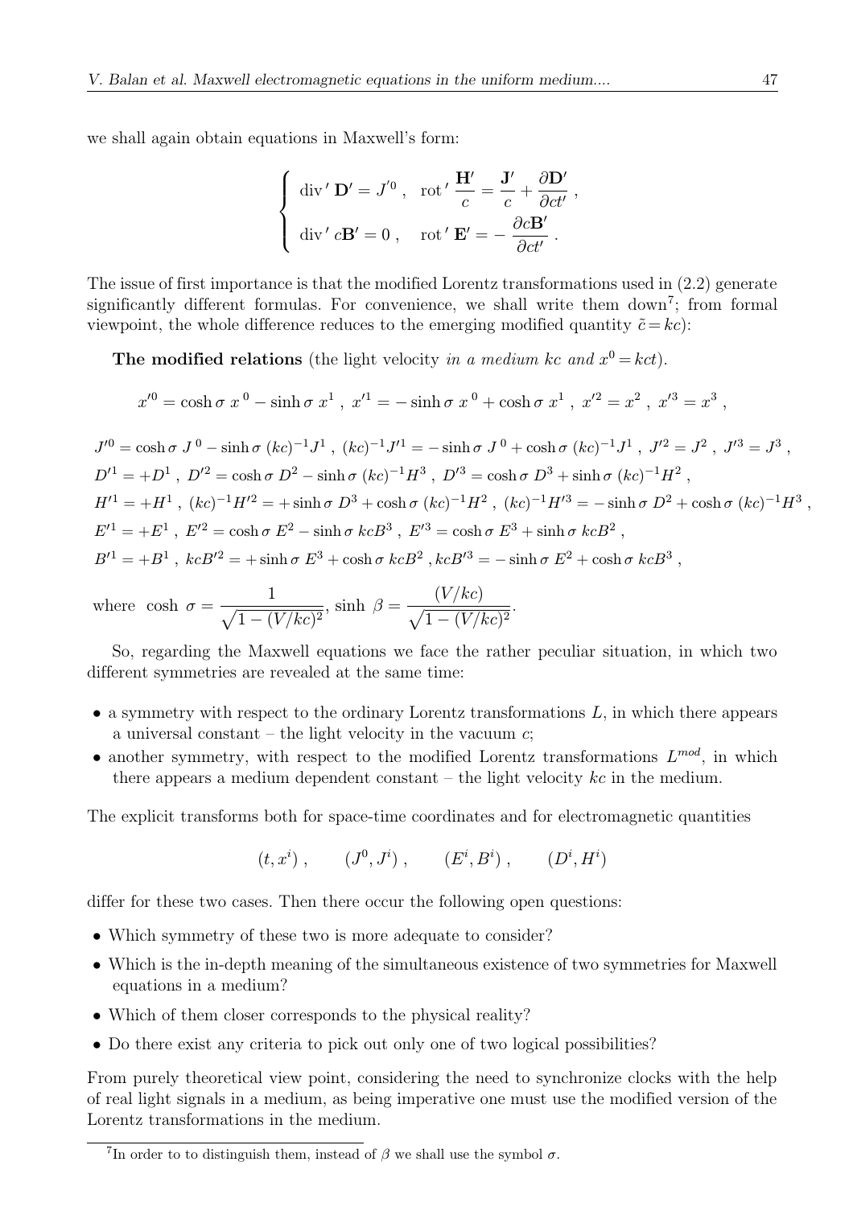we shall again obtain equations in Maxwell's form:

$$\begin{cases} \text{div}'\,\mathbf{D}' = J'^0\,, \quad \text{rot}'\,\dfrac{\mathbf{H}'}{c} = \dfrac{\mathbf{J}'}{c} + \dfrac{\partial \mathbf{D}'}{\partial ct'}\,, \\ \text{div}'\,c\mathbf{B}' = 0\,, \quad \text{rot}'\,\mathbf{E}' = -\,\dfrac{\partial c\mathbf{B}'}{\partial ct'}\,. \end{cases}$$

The issue of first importance is that the modified Lorentz transformations used in (2.2) generate significantly different formulas. For convenience, we shall write them down[7]; from formal viewpoint, the whole difference reduces to the emerging modified quantity $\tilde{c} = kc$):

**The modified relations** (the light velocity *in a medium* $kc$ *and* $x^0 = kct$).

$$x'^0 = \cosh\sigma\; x^{\,0} - \sinh\sigma\; x^1\,,\; x'^1 = -\sinh\sigma\; x^{\,0} + \cosh\sigma\; x^1\,,\; x'^2 = x^2\,,\; x'^3 = x^3\,,$$

$$J'^0 = \cosh\sigma\; J^{\,0} - \sinh\sigma\;(kc)^{-1}J^1\,,\; (kc)^{-1}J'^1 = -\sinh\sigma\; J^{\,0} + \cosh\sigma\;(kc)^{-1}J^1\,,\; J'^2 = J^2\,,\; J'^3 = J^3\,,$$
$$D'^1 = +D^1\,,\; D'^2 = \cosh\sigma\; D^2 - \sinh\sigma\;(kc)^{-1}H^3\,,\; D'^3 = \cosh\sigma\; D^3 + \sinh\sigma\;(kc)^{-1}H^2\,,$$
$$H'^1 = +H^1\,,\; (kc)^{-1}H'^2 = +\sinh\sigma\; D^3 + \cosh\sigma\;(kc)^{-1}H^2\,,\; (kc)^{-1}H'^3 = -\sinh\sigma\; D^2 + \cosh\sigma\;(kc)^{-1}H^3\,,$$
$$E'^1 = +E^1\,,\; E'^2 = \cosh\sigma\; E^2 - \sinh\sigma\; kcB^3\,,\; E'^3 = \cosh\sigma\; E^3 + \sinh\sigma\; kcB^2\,,$$
$$B'^1 = +B^1\,,\; kcB'^2 = +\sinh\sigma\; E^3 + \cosh\sigma\; kcB^2\,, kcB'^3 = -\sinh\sigma\; E^2 + \cosh\sigma\; kcB^3\,,$$

where $\cosh\,\sigma = \dfrac{1}{\sqrt{1-(V/kc)^2}}$, $\sinh\,\beta = \dfrac{(V/kc)}{\sqrt{1-(V/kc)^2}}$.

So, regarding the Maxwell equations we face the rather peculiar situation, in which two different symmetries are revealed at the same time:

- a symmetry with respect to the ordinary Lorentz transformations $L$, in which there appears a universal constant – the light velocity in the vacuum $c$;
- another symmetry, with respect to the modified Lorentz transformations $L^{mod}$, in which there appears a medium dependent constant – the light velocity $kc$ in the medium.

The explicit transforms both for space-time coordinates and for electromagnetic quantities

$$(t, x^i)\,, \qquad (J^0, J^i)\,, \qquad (E^i, B^i)\,, \qquad (D^i, H^i)$$

differ for these two cases. Then there occur the following open questions:

- Which symmetry of these two is more adequate to consider?
- Which is the in-depth meaning of the simultaneous existence of two symmetries for Maxwell equations in a medium?
- Which of them closer corresponds to the physical reality?
- Do there exist any criteria to pick out only one of two logical possibilities?

From purely theoretical view point, considering the need to synchronize clocks with the help of real light signals in a medium, as being imperative one must use the modified version of the Lorentz transformations in the medium.

[7] In order to to distinguish them, instead of $\beta$ we shall use the symbol $\sigma$.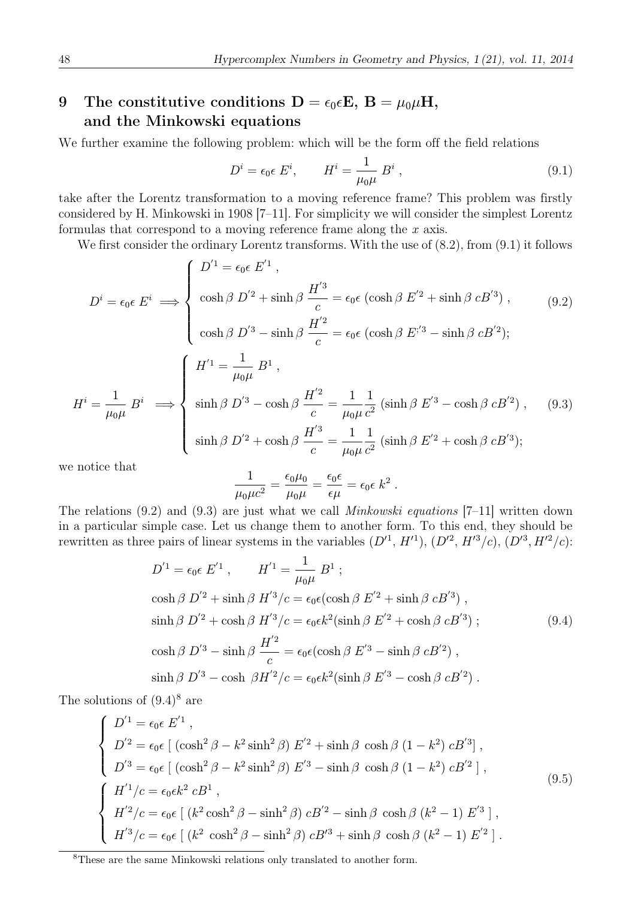## 9 The constitutive conditions $\mathbf{D} = \epsilon_0\epsilon\mathbf{E}$, $\mathbf{B} = \mu_0\mu\mathbf{H}$, and the Minkowski equations

We further examine the following problem: which will be the form off the field relations

$$D^i = \epsilon_0\epsilon\, E^i, \qquad H^i = \frac{1}{\mu_0\mu}\, B^i\,, \tag{9.1}$$

take after the Lorentz transformation to a moving reference frame? This problem was firstly considered by H. Minkowski in 1908 [7–11]. For simplicity we will consider the simplest Lorentz formulas that correspond to a moving reference frame along the $x$ axis.

We first consider the ordinary Lorentz transforms. With the use of (8.2), from (9.1) it follows

$$D^i = \epsilon_0\epsilon\, E^i \implies \left\{ \begin{array}{l} D^{'1} = \epsilon_0\epsilon\, E^{'1}\,, \\[2mm] \cosh\beta\, D^{'2} + \sinh\beta\, \dfrac{H^{'3}}{c} = \epsilon_0\epsilon\, (\cosh\beta\, E^{'2} + \sinh\beta\, cB^{'3})\,, \\[2mm] \cosh\beta\, D^{'3} - \sinh\beta\, \dfrac{H^{'2}}{c} = \epsilon_0\epsilon\, (\cosh\beta\, E^{;'3} - \sinh\beta\, cB^{'2}); \end{array} \right. \tag{9.2}$$

$$H^i = \frac{1}{\mu_0\mu}\, B^i \implies \left\{ \begin{array}{l} H^{'1} = \dfrac{1}{\mu_0\mu}\, B^1\,, \\[2mm] \sinh\beta\, D^{'3} - \cosh\beta\, \dfrac{H^{'2}}{c} = \dfrac{1}{\mu_0\mu}\dfrac{1}{c^2}\, (\sinh\beta\, E^{'3} - \cosh\beta\, cB^{'2})\,, \\[2mm] \sinh\beta\, D^{'2} + \cosh\beta\, \dfrac{H^{'3}}{c} = \dfrac{1}{\mu_0\mu}\dfrac{1}{c^2}\, (\sinh\beta\, E^{'2} + \cosh\beta\, cB^{'3}); \end{array} \right. \tag{9.3}$$

we notice that

$$\frac{1}{\mu_0\mu c^2} = \frac{\epsilon_0\mu_0}{\mu_0\mu} = \frac{\epsilon_0\epsilon}{\epsilon\mu} = \epsilon_0\epsilon\, k^2\,.$$

The relations (9.2) and (9.3) are just what we call *Minkowski equations* [7–11] written down in a particular simple case. Let us change them to another form. To this end, they should be rewritten as three pairs of linear systems in the variables $(D'^1, H'^1)$, $(D'^2, H'^3/c)$, $(D'^3, H'^2/c)$:

$$\begin{array}{l} D^{'1} = \epsilon_0\epsilon\, E^{'1}\,, \qquad H^{'1} = \dfrac{1}{\mu_0\mu}\, B^1\,; \\[2mm] \cosh\beta\, D^{'2} + \sinh\beta\, H^{'3}/c = \epsilon_0\epsilon(\cosh\beta\, E^{'2} + \sinh\beta\, cB^{'3})\,, \\ \sinh\beta\, D^{'2} + \cosh\beta\, H^{'3}/c = \epsilon_0\epsilon k^2(\sinh\beta\, E^{'2} + \cosh\beta\, cB^{'3})\,; \\[2mm] \cosh\beta\, D^{'3} - \sinh\beta\, \dfrac{H^{'2}}{c} = \epsilon_0\epsilon(\cosh\beta\, E^{'3} - \sinh\beta\, cB^{'2})\,, \\[2mm] \sinh\beta\, D^{'3} - \cosh\ \beta H^{'2}/c = \epsilon_0\epsilon k^2(\sinh\beta\, E^{'3} - \cosh\beta\, cB^{'2})\,. \end{array} \tag{9.4}$$

The solutions of (9.4)[8] are

$$\begin{array}{l} \left\{ \begin{array}{l} D^{'1} = \epsilon_0\epsilon\, E^{'1}\,, \\ D^{'2} = \epsilon_0\epsilon\, [\, (\cosh^2\beta - k^2\sinh^2\beta)\, E^{'2} + \sinh\beta\, \cosh\beta\, (1-k^2)\, cB^{'3}]\,, \\ D^{'3} = \epsilon_0\epsilon\, [\, (\cosh^2\beta - k^2\sinh^2\beta)\, E^{'3} - \sinh\beta\, \cosh\beta\, (1-k^2)\, cB^{'2}\, ]\,, \end{array} \right. \\[6mm] \left\{ \begin{array}{l} H^{'1}/c = \epsilon_0\epsilon k^2\, cB^1\,, \\ H^{'2}/c = \epsilon_0\epsilon\, [\, (k^2\cosh^2\beta - \sinh^2\beta)\, cB^{'2} - \sinh\beta\, \cosh\beta\, (k^2-1)\, E^{'3}\, ]\,, \\ H^{'3}/c = \epsilon_0\epsilon\, [\, (k^2\, \cosh^2\beta - \sinh^2\beta)\, cB'^3 + \sinh\beta\, \cosh\beta\, (k^2-1)\, E^{'2}\, ]\,. \end{array} \right. \end{array} \tag{9.5}$$

[8] These are the same Minkowski relations only translated to another form.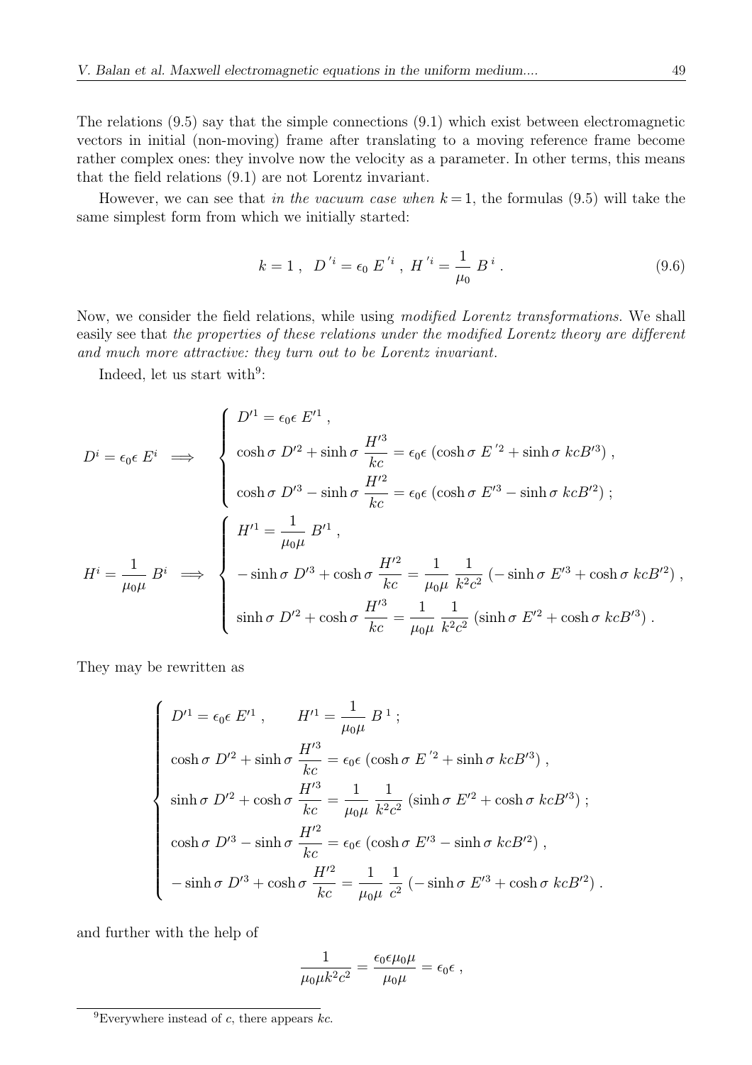The relations (9.5) say that the simple connections (9.1) which exist between electromagnetic vectors in initial (non-moving) frame after translating to a moving reference frame become rather complex ones: they involve now the velocity as a parameter. In other terms, this means that the field relations (9.1) are not Lorentz invariant.

However, we can see that *in the vacuum case when* $k=1$, the formulas (9.5) will take the same simplest form from which we initially started:

$$
k=1\ , \quad D^{\,'i} = \epsilon_0 \, E^{\,'i} \ , \ H^{\,'i} = \frac{1}{\mu_0} \, B^{\,i} \ . \tag{9.6}
$$

Now, we consider the field relations, while using *modified Lorentz transformations*. We shall easily see that *the properties of these relations under the modified Lorentz theory are different and much more attractive: they turn out to be Lorentz invariant.*

Indeed, let us start with[9]:

$$
D^i = \epsilon_0 \epsilon \, E^i \quad \Longrightarrow \quad \left\{ \begin{array}{l} D'^1 = \epsilon_0 \epsilon \, E'^1 \ , \\[2mm] \cosh\sigma \; D'^2 + \sinh\sigma \; \dfrac{H'^3}{kc} = \epsilon_0 \epsilon \; (\cosh\sigma \; E^{\,'2} + \sinh\sigma \; kcB'^3) \ , \\[2mm] \cosh\sigma \; D'^3 - \sinh\sigma \; \dfrac{H'^2}{kc} = \epsilon_0 \epsilon \; (\cosh\sigma \; E'^3 - \sinh\sigma \; kcB'^2) \ ; \end{array} \right.
$$

$$
H^i = \frac{1}{\mu_0 \mu} \, B^i \quad \Longrightarrow \quad \left\{ \begin{array}{l} H'^1 = \dfrac{1}{\mu_0 \mu} \; B'^1 \ , \\[2mm] -\sinh\sigma \; D'^3 + \cosh\sigma \; \dfrac{H'^2}{kc} = \dfrac{1}{\mu_0 \mu} \; \dfrac{1}{k^2 c^2} \; (-\sinh\sigma \; E'^3 + \cosh\sigma \; kcB'^2) \ , \\[2mm] \sinh\sigma \; D'^2 + \cosh\sigma \; \dfrac{H'^3}{kc} = \dfrac{1}{\mu_0 \mu} \; \dfrac{1}{k^2 c^2} \; (\sinh\sigma \; E'^2 + \cosh\sigma \; kcB'^3) \ . \end{array} \right.
$$

They may be rewritten as

$$
\left\{ \begin{array}{l} D'^1 = \epsilon_0 \epsilon \; E'^1 \ , \qquad H'^1 = \dfrac{1}{\mu_0 \mu} \; B^{\,1} \ ; \\[2mm] \cosh\sigma \; D'^2 + \sinh\sigma \; \dfrac{H'^3}{kc} = \epsilon_0 \epsilon \; (\cosh\sigma \; E^{\,'2} + \sinh\sigma \; kcB'^3) \ , \\[2mm] \sinh\sigma \; D'^2 + \cosh\sigma \; \dfrac{H'^3}{kc} = \dfrac{1}{\mu_0 \mu} \; \dfrac{1}{k^2 c^2} \; (\sinh\sigma \; E'^2 + \cosh\sigma \; kcB'^3) \ ; \\[2mm] \cosh\sigma \; D'^3 - \sinh\sigma \; \dfrac{H'^2}{kc} = \epsilon_0 \epsilon \; (\cosh\sigma \; E'^3 - \sinh\sigma \; kcB'^2) \ , \\[2mm] -\sinh\sigma \; D'^3 + \cosh\sigma \; \dfrac{H'^2}{kc} = \dfrac{1}{\mu_0 \mu} \; \dfrac{1}{c^2} \; (-\sinh\sigma \; E'^3 + \cosh\sigma \; kcB'^2) \ . \end{array} \right.
$$

and further with the help of

$$
\frac{1}{\mu_0 \mu k^2 c^2} = \frac{\epsilon_0 \epsilon \mu_0 \mu}{\mu_0 \mu} = \epsilon_0 \epsilon \ ,
$$

[9] Everywhere instead of $c$, there appears $kc$.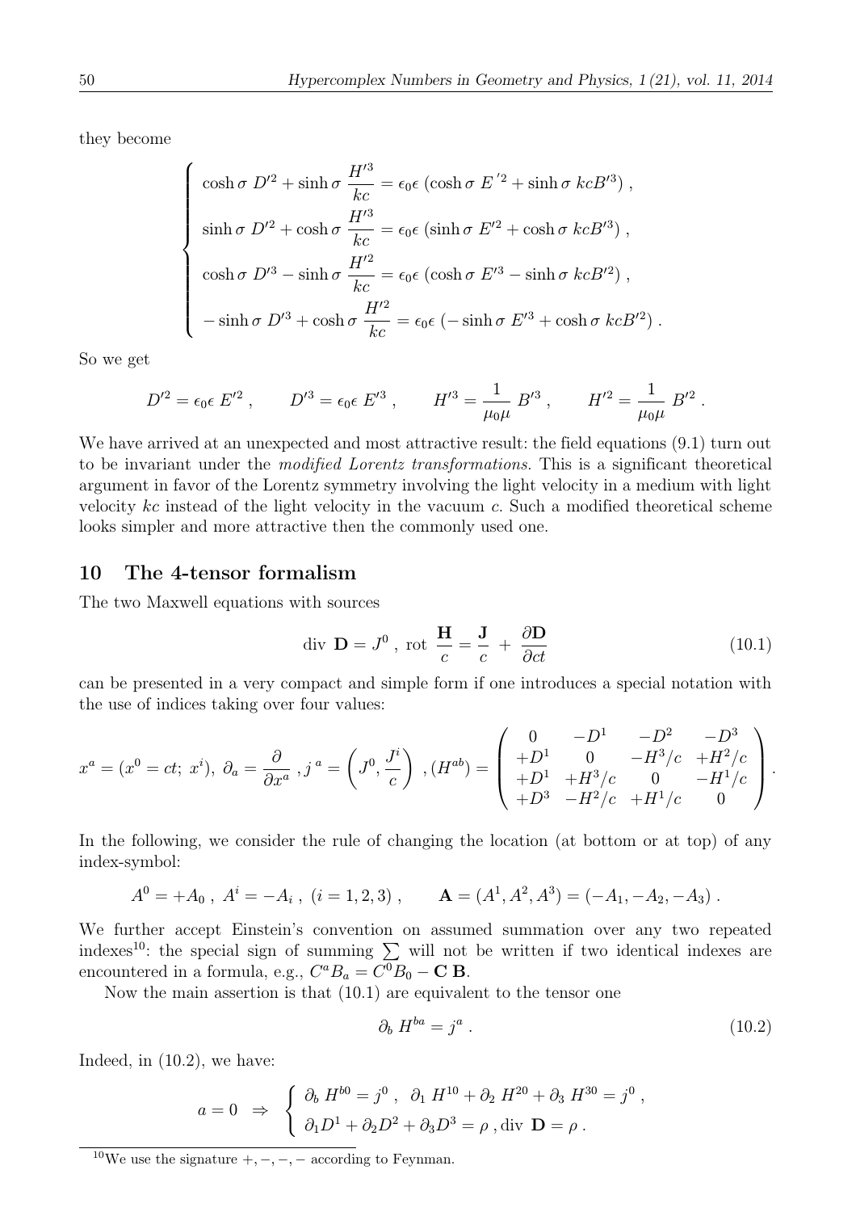they become

$$
\left\{
\begin{array}{l}
\cosh\sigma\ D'^2 + \sinh\sigma\ \dfrac{H'^3}{kc} = \epsilon_0\epsilon\ (\cosh\sigma\ E\ '^2 + \sinh\sigma\ kcB'^3)\ , \\
\sinh\sigma\ D'^2 + \cosh\sigma\ \dfrac{H'^3}{kc} = \epsilon_0\epsilon\ (\sinh\sigma\ E'^2 + \cosh\sigma\ kcB'^3)\ , \\
\cosh\sigma\ D'^3 - \sinh\sigma\ \dfrac{H'^2}{kc} = \epsilon_0\epsilon\ (\cosh\sigma\ E'^3 - \sinh\sigma\ kcB'^2)\ , \\
-\sinh\sigma\ D'^3 + \cosh\sigma\ \dfrac{H'^2}{kc} = \epsilon_0\epsilon\ (-\sinh\sigma\ E'^3 + \cosh\sigma\ kcB'^2)\ .
\end{array}
\right.
$$

So we get

$$
D'^2 = \epsilon_0\epsilon\ E'^2\ , \qquad D'^3 = \epsilon_0\epsilon\ E'^3\ , \qquad H'^3 = \frac{1}{\mu_0\mu}\ B'^3\ , \qquad H'^2 = \frac{1}{\mu_0\mu}\ B'^2\ .
$$

We have arrived at an unexpected and most attractive result: the field equations (9.1) turn out to be invariant under the *modified Lorentz transformations*. This is a significant theoretical argument in favor of the Lorentz symmetry involving the light velocity in a medium with light velocity $kc$ instead of the light velocity in the vacuum $c$. Such a modified theoretical scheme looks simpler and more attractive then the commonly used one.

## 10 The 4-tensor formalism

The two Maxwell equations with sources

$$
\text{div}\ \mathbf{D} = J^0\ ,\ \text{rot}\ \frac{\mathbf{H}}{c} = \frac{\mathbf{J}}{c}\ +\ \frac{\partial \mathbf{D}}{\partial ct} \tag{10.1}
$$

can be presented in a very compact and simple form if one introduces a special notation with the use of indices taking over four values:

$$
x^a = (x^0 = ct;\ x^i),\ \partial_a = \frac{\partial}{\partial x^a}\ ,j\ ^a = \left(J^0, \frac{J^i}{c}\right)\ ,(H^{ab}) = \left(\begin{array}{cccc}
0 & -D^1 & -D^2 & -D^3 \\
+D^1 & 0 & -H^3/c & +H^2/c \\
+D^1 & +H^3/c & 0 & -H^1/c \\
+D^3 & -H^2/c & +H^1/c & 0
\end{array}\right) .
$$

In the following, we consider the rule of changing the location (at bottom or at top) of any index-symbol:

$$
A^0 = +A_0\ ,\ A^i = -A_i\ ,\ (i = 1,2,3)\ , \qquad \mathbf{A} = (A^1, A^2, A^3) = (-A_1, -A_2, -A_3)\ .
$$

We further accept Einstein's convention on assumed summation over any two repeated indexes[10]: the special sign of summing $\sum$ will not be written if two identical indexes are encountered in a formula, e.g., $C^a B_a = C^0 B_0 - \mathbf{C}\ \mathbf{B}$.

Now the main assertion is that (10.1) are equivalent to the tensor one

$$
\partial_b\ H^{ba} = j^a\ . \tag{10.2}
$$

Indeed, in (10.2), we have:

$$
a = 0\ \Rightarrow\ \left\{
\begin{array}{l}
\partial_b\ H^{b0} = j^0\ ,\ \ \partial_1\ H^{10} + \partial_2\ H^{20} + \partial_3\ H^{30} = j^0\ , \\
\partial_1 D^1 + \partial_2 D^2 + \partial_3 D^3 = \rho\ , \text{div}\ \mathbf{D} = \rho\ .
\end{array}
\right.
$$

[10] We use the signature $+,-,-,-$ according to Feynman.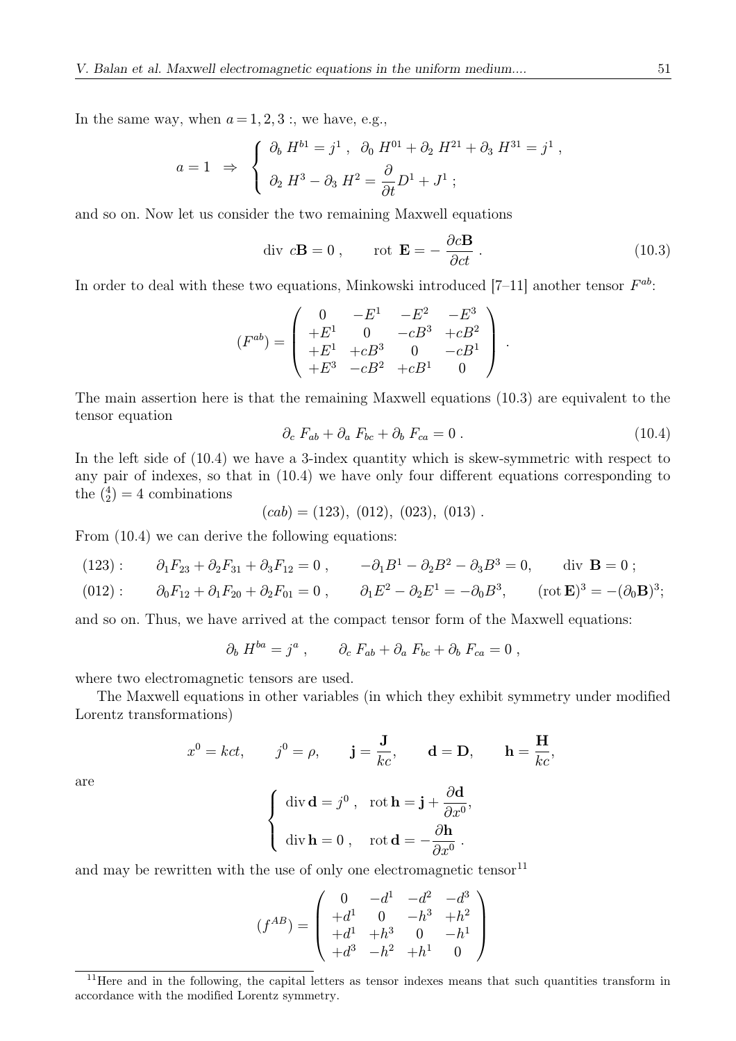In the same way, when $a = 1, 2, 3$ :, we have, e.g.,

$$
a = 1 \quad \Rightarrow \quad \begin{cases} \partial_b \; H^{b1} = j^1 \;, \quad \partial_0 \; H^{01} + \partial_2 \; H^{21} + \partial_3 \; H^{31} = j^1 \;, \\[2mm] \partial_2 \; H^3 - \partial_3 \; H^2 = \dfrac{\partial}{\partial t} D^1 + J^1 \;; \end{cases}
$$

and so on. Now let us consider the two remaining Maxwell equations

$$
\text{div } c\mathbf{B} = 0 \;, \qquad \text{rot } \mathbf{E} = -\,\frac{\partial c\mathbf{B}}{\partial ct} \;. \tag{10.3}
$$

In order to deal with these two equations, Minkowski introduced [7–11] another tensor $F^{ab}$:

$$
(F^{ab}) = \begin{pmatrix} 0 & -E^1 & -E^2 & -E^3 \\ +E^1 & 0 & -cB^3 & +cB^2 \\ +E^1 & +cB^3 & 0 & -cB^1 \\ +E^3 & -cB^2 & +cB^1 & 0 \end{pmatrix} .
$$

The main assertion here is that the remaining Maxwell equations (10.3) are equivalent to the tensor equation

$$
\partial_c \; F_{ab} + \partial_a \; F_{bc} + \partial_b \; F_{ca} = 0 \;. \tag{10.4}
$$

In the left side of (10.4) we have a 3-index quantity which is skew-symmetric with respect to any pair of indexes, so that in (10.4) we have only four different equations corresponding to the $\binom{4}{2} = 4$ combinations

$$
(cab) = (123),\ (012),\ (023),\ (013) \;.
$$

From (10.4) we can derive the following equations:

$$
(123): \qquad \partial_1 F_{23} + \partial_2 F_{31} + \partial_3 F_{12} = 0 \;, \qquad -\partial_1 B^1 - \partial_2 B^2 - \partial_3 B^3 = 0, \qquad \text{div } \mathbf{B} = 0 \;;
$$

$$
(012): \qquad \partial_0 F_{12} + \partial_1 F_{20} + \partial_2 F_{01} = 0 \;, \qquad \partial_1 E^2 - \partial_2 E^1 = -\partial_0 B^3, \qquad (\text{rot}\, \mathbf{E})^3 = -(\partial_0 \mathbf{B})^3;
$$

and so on. Thus, we have arrived at the compact tensor form of the Maxwell equations:

$$
\partial_b \; H^{ba} = j^a \;, \qquad \partial_c \; F_{ab} + \partial_a \; F_{bc} + \partial_b \; F_{ca} = 0 \;,
$$

where two electromagnetic tensors are used.

The Maxwell equations in other variables (in which they exhibit symmetry under modified Lorentz transformations)

$$
x^0 = kct, \qquad j^0 = \rho, \qquad \mathbf{j} = \frac{\mathbf{J}}{kc}, \qquad \mathbf{d} = \mathbf{D}, \qquad \mathbf{h} = \frac{\mathbf{H}}{kc},
$$

are

$$
\begin{cases} \text{div}\, \mathbf{d} = j^0 \;, \quad \text{rot}\, \mathbf{h} = \mathbf{j} + \dfrac{\partial \mathbf{d}}{\partial x^0}, \\[2mm] \text{div}\, \mathbf{h} = 0 \;, \quad \text{rot}\, \mathbf{d} = -\dfrac{\partial \mathbf{h}}{\partial x^0} \;. \end{cases}
$$

and may be rewritten with the use of only one electromagnetic tensor[11]

$$
(f^{AB}) = \begin{pmatrix} 0 & -d^1 & -d^2 & -d^3 \\ +d^1 & 0 & -h^3 & +h^2 \\ +d^1 & +h^3 & 0 & -h^1 \\ +d^3 & -h^2 & +h^1 & 0 \end{pmatrix}
$$

[11] Here and in the following, the capital letters as tensor indexes means that such quantities transform in accordance with the modified Lorentz symmetry.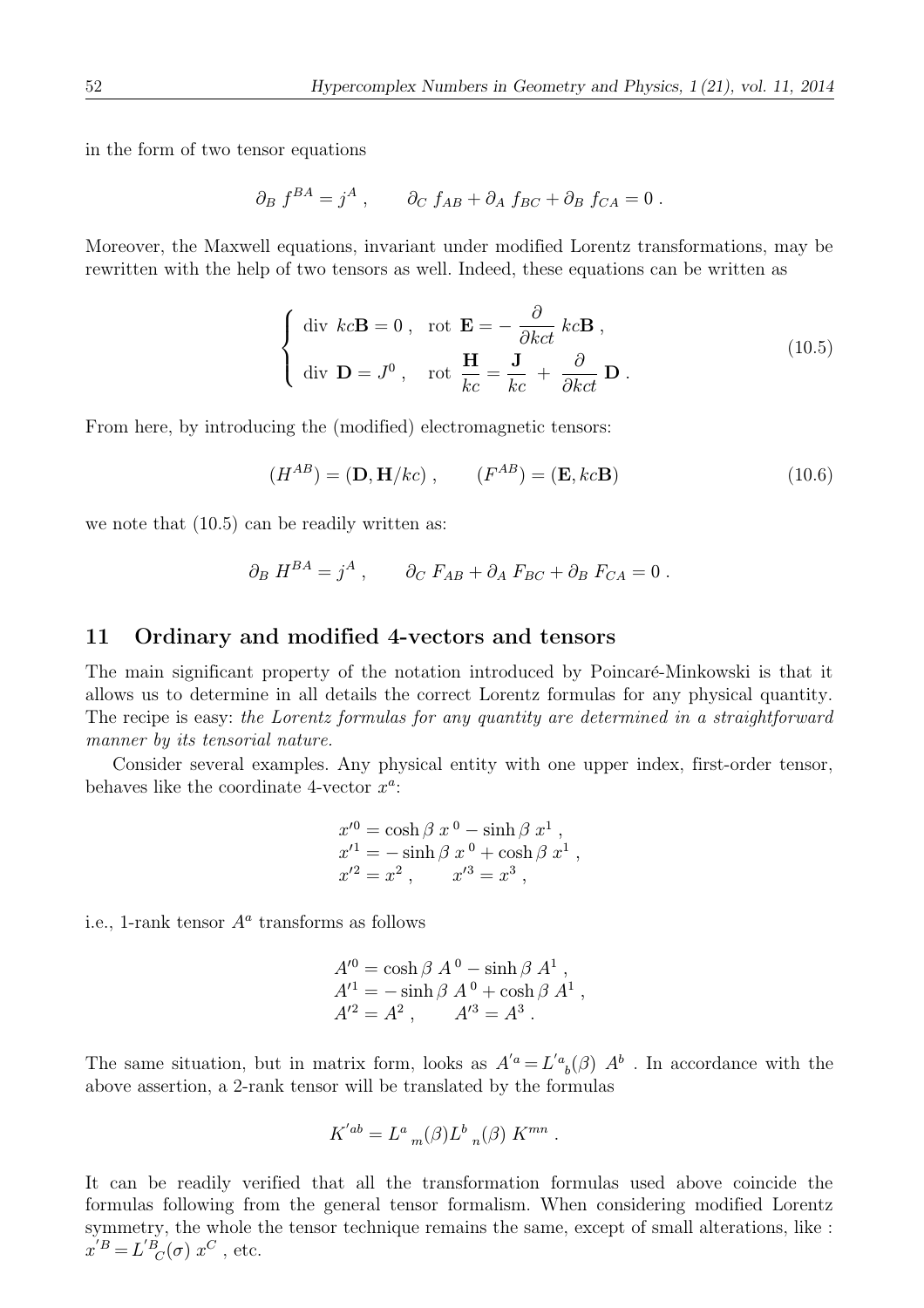in the form of two tensor equations

$$\partial_B \, f^{BA} = j^A \,, \qquad \partial_C \, f_{AB} + \partial_A \, f_{BC} + \partial_B \, f_{CA} = 0 \,.$$

Moreover, the Maxwell equations, invariant under modified Lorentz transformations, may be rewritten with the help of two tensors as well. Indeed, these equations can be written as

$$\left\{ \begin{array}{ll} \text{div } kc\mathbf{B} = 0 \,, & \text{rot } \mathbf{E} = -\dfrac{\partial}{\partial kct} \, kc\mathbf{B} \,, \\ \text{div } \mathbf{D} = J^0 \,, & \text{rot } \dfrac{\mathbf{H}}{kc} = \dfrac{\mathbf{J}}{kc} + \dfrac{\partial}{\partial kct} \, \mathbf{D} \,. \end{array} \right. \tag{10.5}$$

From here, by introducing the (modified) electromagnetic tensors:

$$(H^{AB}) = (\mathbf{D}, \mathbf{H}/kc) \,, \qquad (F^{AB}) = (\mathbf{E}, kc\mathbf{B}) \tag{10.6}$$

we note that (10.5) can be readily written as:

$$\partial_B \, H^{BA} = j^A \,, \qquad \partial_C \, F_{AB} + \partial_A \, F_{BC} + \partial_B \, F_{CA} = 0 \,.$$

## 11 Ordinary and modified 4-vectors and tensors

The main significant property of the notation introduced by Poincaré-Minkowski is that it allows us to determine in all details the correct Lorentz formulas for any physical quantity. The recipe is easy: *the Lorentz formulas for any quantity are determined in a straightforward manner by its tensorial nature.*

Consider several examples. Any physical entity with one upper index, first-order tensor, behaves like the coordinate 4-vector $x^a$:

$$\begin{array}{l} x'^0 = \cosh\beta \; x^0 - \sinh\beta \; x^1 \,, \\ x'^1 = -\sinh\beta \; x^0 + \cosh\beta \; x^1 \,, \\ x'^2 = x^2 \,, \qquad x'^3 = x^3 \,, \end{array}$$

i.e., 1-rank tensor $A^a$ transforms as follows

$$\begin{array}{l} A'^0 = \cosh\beta \; A^0 - \sinh\beta \; A^1 \,, \\ A'^1 = -\sinh\beta \; A^0 + \cosh\beta \; A^1 \,, \\ A'^2 = A^2 \,, \qquad A'^3 = A^3 \,. \end{array}$$

The same situation, but in matrix form, looks as $A'^a = L'^a{}_b(\beta) \; A^b$ . In accordance with the above assertion, a 2-rank tensor will be translated by the formulas

$$K'^{ab} = L^a{}_m(\beta) L^b{}_n(\beta) \; K^{mn} \,.$$

It can be readily verified that all the transformation formulas used above coincide the formulas following from the general tensor formalism. When considering modified Lorentz symmetry, the whole the tensor technique remains the same, except of small alterations, like : $x'^B = L'^B{}_C(\sigma) \; x^C$ , etc.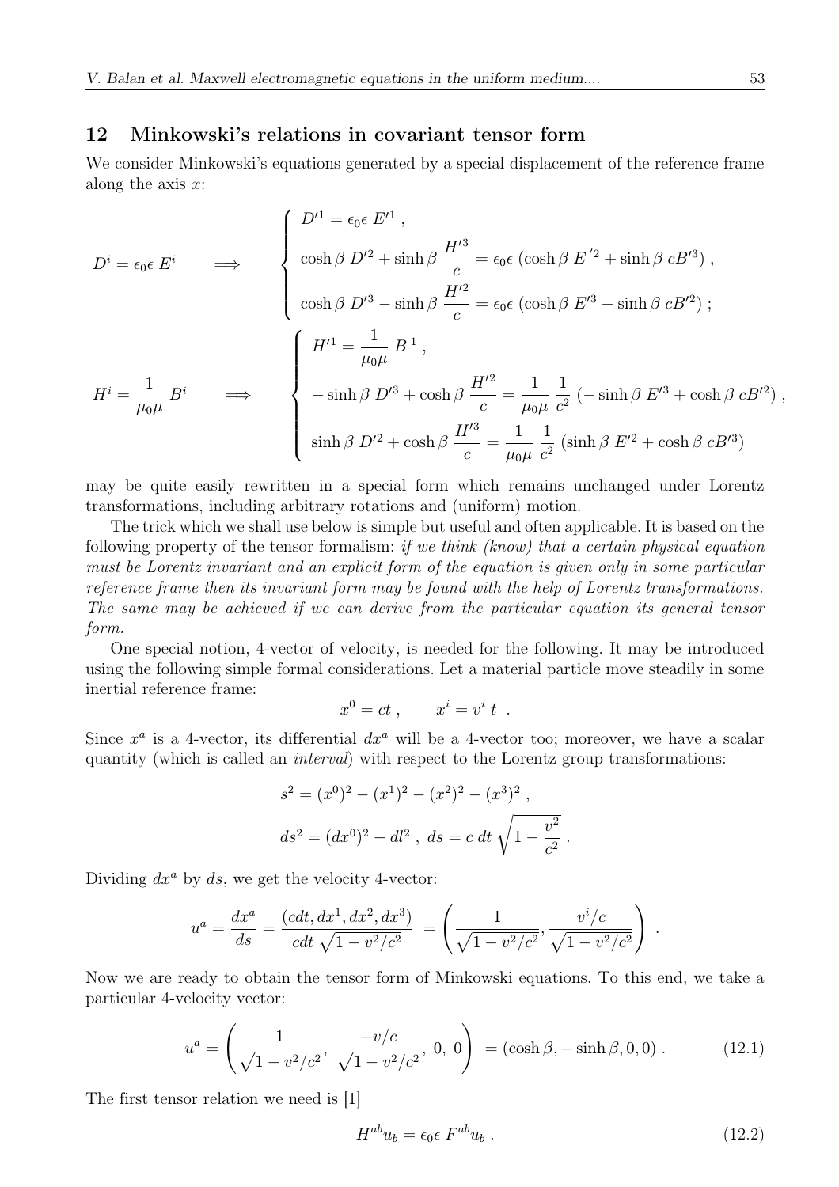## 12 Minkowski's relations in covariant tensor form

We consider Minkowski's equations generated by a special displacement of the reference frame along the axis $x$:

$$
D^i = \epsilon_0 \epsilon \; E^i \qquad \Longrightarrow \qquad \left\{ \begin{array}{l} D'^1 = \epsilon_0 \epsilon \; E'^1 \; , \\[2mm] \cosh\beta \; D'^2 + \sinh\beta \; \dfrac{H'^3}{c} = \epsilon_0 \epsilon \; (\cosh\beta \; E'^2 + \sinh\beta \; cB'^3) \; , \\[2mm] \cosh\beta \; D'^3 - \sinh\beta \; \dfrac{H'^2}{c} = \epsilon_0 \epsilon \; (\cosh\beta \; E'^3 - \sinh\beta \; cB'^2) \; ; \end{array} \right.
$$

$$
H^i = \frac{1}{\mu_0 \mu} \; B^i \qquad \Longrightarrow \qquad \left\{ \begin{array}{l} H'^1 = \dfrac{1}{\mu_0 \mu} \; B^1 \; , \\[2mm] -\sinh\beta \; D'^3 + \cosh\beta \; \dfrac{H'^2}{c} = \dfrac{1}{\mu_0 \mu} \; \dfrac{1}{c^2} \; (-\sinh\beta \; E'^3 + \cosh\beta \; cB'^2) \; , \\[2mm] \sinh\beta \; D'^2 + \cosh\beta \; \dfrac{H'^3}{c} = \dfrac{1}{\mu_0 \mu} \; \dfrac{1}{c^2} \; (\sinh\beta \; E'^2 + \cosh\beta \; cB'^3) \end{array} \right.
$$

may be quite easily rewritten in a special form which remains unchanged under Lorentz transformations, including arbitrary rotations and (uniform) motion.

The trick which we shall use below is simple but useful and often applicable. It is based on the following property of the tensor formalism: *if we think (know) that a certain physical equation must be Lorentz invariant and an explicit form of the equation is given only in some particular reference frame then its invariant form may be found with the help of Lorentz transformations. The same may be achieved if we can derive from the particular equation its general tensor form.*

One special notion, 4-vector of velocity, is needed for the following. It may be introduced using the following simple formal considerations. Let a material particle move steadily in some inertial reference frame:

$$
x^0 = ct \; , \qquad x^i = v^i \; t \;\; .
$$

Since $x^a$ is a 4-vector, its differential $dx^a$ will be a 4-vector too; moreover, we have a scalar quantity (which is called an *interval*) with respect to the Lorentz group transformations:

$$
s^2 = (x^0)^2 - (x^1)^2 - (x^2)^2 - (x^3)^2 \; ,
$$

$$
ds^2 = (dx^0)^2 - dl^2 \; , \; ds = c \; dt \; \sqrt{1 - \frac{v^2}{c^2}} \; .
$$

Dividing $dx^a$ by $ds$, we get the velocity 4-vector:

$$
u^a = \frac{dx^a}{ds} = \frac{(cdt, dx^1, dx^2, dx^3)}{cdt \; \sqrt{1 - v^2/c^2}} \; = \left( \frac{1}{\sqrt{1 - v^2/c^2}}, \frac{v^i/c}{\sqrt{1 - v^2/c^2}} \right) \; .
$$

Now we are ready to obtain the tensor form of Minkowski equations. To this end, we take a particular 4-velocity vector:

$$
u^a = \left( \frac{1}{\sqrt{1 - v^2/c^2}}, \; \frac{-v/c}{\sqrt{1 - v^2/c^2}}, \; 0, \; 0 \right) \; = (\cosh\beta, -\sinh\beta, 0, 0) \; . \tag{12.1}
$$

The first tensor relation we need is [1]

$$
H^{ab} u_b = \epsilon_0 \epsilon \; F^{ab} u_b \; . \tag{12.2}
$$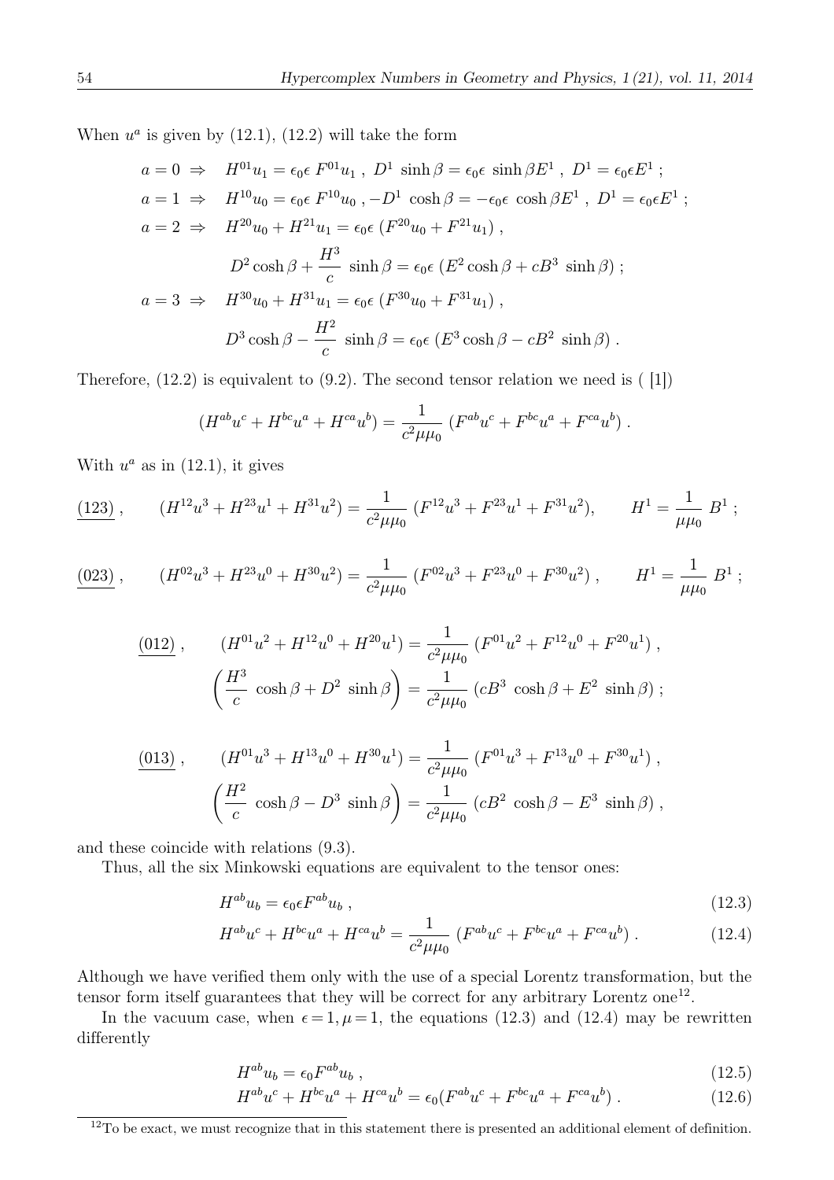When $u^a$ is given by (12.1), (12.2) will take the form

$$a = 0 \ \Rightarrow \quad H^{01}u_1 = \epsilon_0\epsilon \, F^{01}u_1 \ , \ D^1 \ \sinh\beta = \epsilon_0\epsilon \ \sinh\beta E^1 \ , \ D^1 = \epsilon_0\epsilon E^1 \ ;$$

$$a = 1 \ \Rightarrow \quad H^{10}u_0 = \epsilon_0\epsilon \, F^{10}u_0 \ , -D^1 \ \cosh\beta = -\epsilon_0\epsilon \ \cosh\beta E^1 \ , \ D^1 = \epsilon_0\epsilon E^1 \ ;$$

$$a = 2 \ \Rightarrow \quad H^{20}u_0 + H^{21}u_1 = \epsilon_0\epsilon \, (F^{20}u_0 + F^{21}u_1) \ ,$$

$$D^2\cosh\beta + \frac{H^3}{c} \ \sinh\beta = \epsilon_0\epsilon \ (E^2\cosh\beta + cB^3 \ \sinh\beta) \ ;$$

$$a = 3 \ \Rightarrow \quad H^{30}u_0 + H^{31}u_1 = \epsilon_0\epsilon \, (F^{30}u_0 + F^{31}u_1) \ ,$$

$$D^3\cosh\beta - \frac{H^2}{c} \ \sinh\beta = \epsilon_0\epsilon \ (E^3\cosh\beta - cB^2 \ \sinh\beta) \ .$$

Therefore, (12.2) is equivalent to (9.2). The second tensor relation we need is ( [1])

$$(H^{ab}u^c + H^{bc}u^a + H^{ca}u^b) = \frac{1}{c^2\mu\mu_0} \ (F^{ab}u^c + F^{bc}u^a + F^{ca}u^b) \ .$$

With $u^a$ as in (12.1), it gives

$$\underline{(123)} \ , \qquad (H^{12}u^3 + H^{23}u^1 + H^{31}u^2) = \frac{1}{c^2\mu\mu_0} \ (F^{12}u^3 + F^{23}u^1 + F^{31}u^2), \qquad H^1 = \frac{1}{\mu\mu_0} \ B^1 \ ;$$

$$\underline{(023)} \ , \qquad (H^{02}u^3 + H^{23}u^0 + H^{30}u^2) = \frac{1}{c^2\mu\mu_0} \ (F^{02}u^3 + F^{23}u^0 + F^{30}u^2) \ , \qquad H^1 = \frac{1}{\mu\mu_0} \ B^1 \ ;$$

$$\underline{(012)} \ , \qquad (H^{01}u^2 + H^{12}u^0 + H^{20}u^1) = \frac{1}{c^2\mu\mu_0} \ (F^{01}u^2 + F^{12}u^0 + F^{20}u^1) \ ,$$

$$\left(\frac{H^3}{c} \ \cosh\beta + D^2 \ \sinh\beta\right) = \frac{1}{c^2\mu\mu_0} \ (cB^3 \ \cosh\beta + E^2 \ \sinh\beta) \ ;$$

$$\underline{(013)} \ , \qquad (H^{01}u^3 + H^{13}u^0 + H^{30}u^1) = \frac{1}{c^2\mu\mu_0} \ (F^{01}u^3 + F^{13}u^0 + F^{30}u^1) \ ,$$

$$\left(\frac{H^2}{c} \ \cosh\beta - D^3 \ \sinh\beta\right) = \frac{1}{c^2\mu\mu_0} \ (cB^2 \ \cosh\beta - E^3 \ \sinh\beta) \ ,$$

and these coincide with relations (9.3).

Thus, all the six Minkowski equations are equivalent to the tensor ones:

$$H^{ab}u_b = \epsilon_0\epsilon F^{ab}u_b \ , \tag{12.3}$$

$$H^{ab}u^c + H^{bc}u^a + H^{ca}u^b = \frac{1}{c^2\mu\mu_0} \ (F^{ab}u^c + F^{bc}u^a + F^{ca}u^b) \ . \tag{12.4}$$

Although we have verified them only with the use of a special Lorentz transformation, but the tensor form itself guarantees that they will be correct for any arbitrary Lorentz one[12].

In the vacuum case, when $\epsilon = 1, \mu = 1$, the equations (12.3) and (12.4) may be rewritten differently

$$H^{ab}u_b = \epsilon_0 F^{ab}u_b \ , \tag{12.5}$$

$$H^{ab}u^c + H^{bc}u^a + H^{ca}u^b = \epsilon_0(F^{ab}u^c + F^{bc}u^a + F^{ca}u^b) \ . \tag{12.6}$$

[12] To be exact, we must recognize that in this statement there is presented an additional element of definition.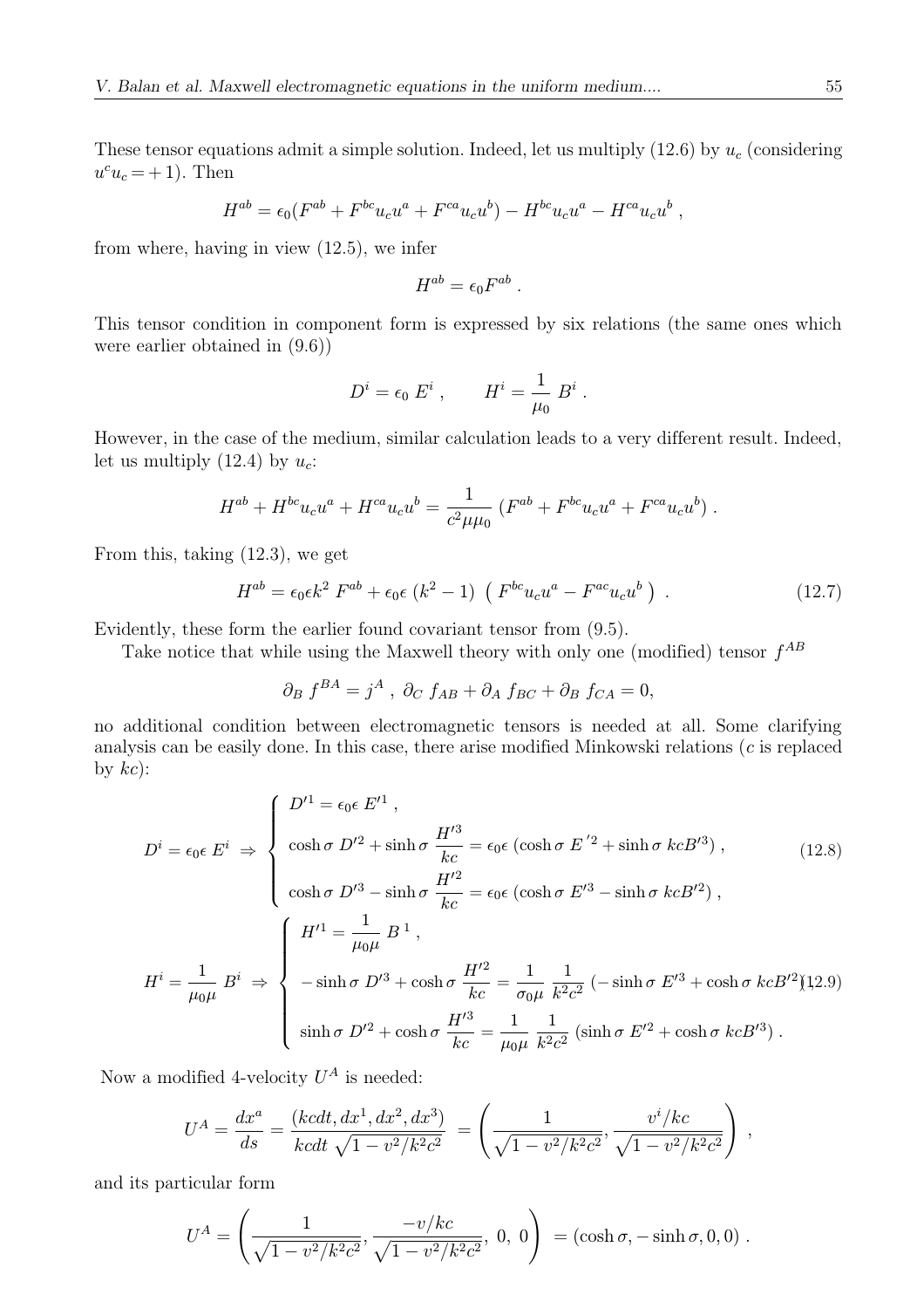These tensor equations admit a simple solution. Indeed, let us multiply (12.6) by $u_c$ (considering $u^c u_c = +1$). Then

$$H^{ab} = \epsilon_0 (F^{ab} + F^{bc} u_c u^a + F^{ca} u_c u^b) - H^{bc} u_c u^a - H^{ca} u_c u^b \ ,$$

from where, having in view (12.5), we infer

$$H^{ab} = \epsilon_0 F^{ab} \ .$$

This tensor condition in component form is expressed by six relations (the same ones which were earlier obtained in (9.6))

$$D^i = \epsilon_0 \ E^i \ , \qquad H^i = \frac{1}{\mu_0} \ B^i \ .$$

However, in the case of the medium, similar calculation leads to a very different result. Indeed, let us multiply (12.4) by $u_c$:

$$H^{ab} + H^{bc} u_c u^a + H^{ca} u_c u^b = \frac{1}{c^2 \mu \mu_0} \left( F^{ab} + F^{bc} u_c u^a + F^{ca} u_c u^b \right) .$$

From this, taking (12.3), we get

$$H^{ab} = \epsilon_0 \epsilon k^2 \ F^{ab} + \epsilon_0 \epsilon \ (k^2 - 1) \ \left( \ F^{bc} u_c u^a - F^{ac} u_c u^b \ \right) \ . \tag{12.7}$$

Evidently, these form the earlier found covariant tensor from (9.5).

Take notice that while using the Maxwell theory with only one (modified) tensor $f^{AB}$

$$\partial_B \ f^{BA} = j^A \ , \ \partial_C \ f_{AB} + \partial_A \ f_{BC} + \partial_B \ f_{CA} = 0,$$

no additional condition between electromagnetic tensors is needed at all. Some clarifying analysis can be easily done. In this case, there arise modified Minkowski relations ($c$ is replaced by $kc$):

$$D^i = \epsilon_0 \epsilon \ E^i \ \Rightarrow \ \left\{ \begin{array}{l} D'^1 = \epsilon_0 \epsilon \ E'^1 \ , \\[2mm] \cosh \sigma \ D'^2 + \sinh \sigma \ \dfrac{H'^3}{kc} = \epsilon_0 \epsilon \ (\cosh \sigma \ E'^2 + \sinh \sigma \ kcB'^3) \ , \\[2mm] \cosh \sigma \ D'^3 - \sinh \sigma \ \dfrac{H'^2}{kc} = \epsilon_0 \epsilon \ (\cosh \sigma \ E'^3 - \sinh \sigma \ kcB'^2) \ , \end{array} \right. \tag{12.8}$$

$$H^i = \frac{1}{\mu_0 \mu} \ B^i \ \Rightarrow \ \left\{ \begin{array}{l} H'^1 = \dfrac{1}{\mu_0 \mu} \ B^1 \ , \\[2mm] -\sinh \sigma \ D'^3 + \cosh \sigma \ \dfrac{H'^2}{kc} = \dfrac{1}{\sigma_0 \mu} \ \dfrac{1}{k^2 c^2} \ (-\sinh \sigma \ E'^3 + \cosh \sigma \ kcB'^2) \ , \\[2mm] \sinh \sigma \ D'^2 + \cosh \sigma \ \dfrac{H'^3}{kc} = \dfrac{1}{\mu_0 \mu} \ \dfrac{1}{k^2 c^2} \ (\sinh \sigma \ E'^2 + \cosh \sigma \ kcB'^3) \ . \end{array} \right. \tag{12.9}$$

Now a modified 4-velocity $U^A$ is needed:

$$U^A = \frac{dx^a}{ds} = \frac{(kcdt, dx^1, dx^2, dx^3)}{kcdt \ \sqrt{1 - v^2/k^2c^2}} \ = \left( \frac{1}{\sqrt{1 - v^2/k^2c^2}}, \frac{v^i/kc}{\sqrt{1 - v^2/k^2c^2}} \right) \ ,$$

and its particular form

$$U^A = \left( \frac{1}{\sqrt{1 - v^2/k^2c^2}}, \frac{-v/kc}{\sqrt{1 - v^2/k^2c^2}}, \ 0, \ 0 \right) \ = (\cosh \sigma, -\sinh \sigma, 0, 0) \ .$$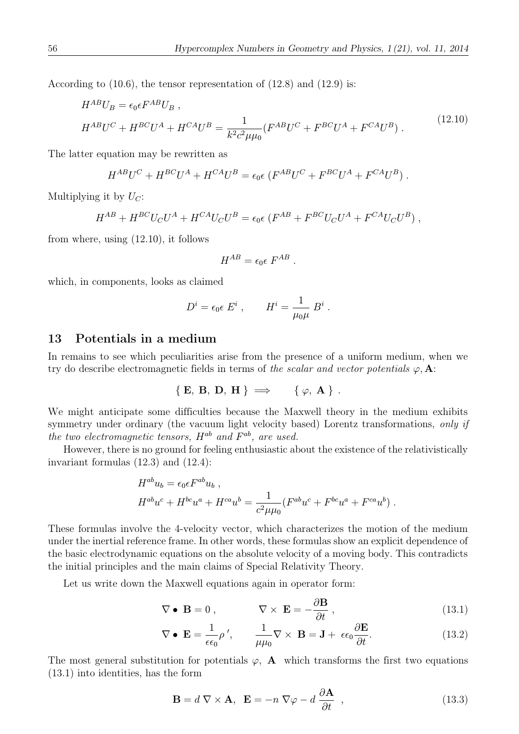According to (10.6), the tensor representation of (12.8) and (12.9) is:

$$
\begin{aligned}
&H^{AB}U_B = \epsilon_0\epsilon F^{AB}U_B \; , \\
&H^{AB}U^C + H^{BC}U^A + H^{CA}U^B = \frac{1}{k^2c^2\mu\mu_0}(F^{AB}U^C + F^{BC}U^A + F^{CA}U^B) \; .
\end{aligned}
\tag{12.10}
$$

The latter equation may be rewritten as

$$
H^{AB}U^C + H^{BC}U^A + H^{CA}U^B = \epsilon_0\epsilon \; (F^{AB}U^C + F^{BC}U^A + F^{CA}U^B) \; .
$$

Multiplying it by $U_C$:

$$
H^{AB} + H^{BC}U_C U^A + H^{CA}U_C U^B = \epsilon_0\epsilon \; (F^{AB} + F^{BC}U_C U^A + F^{CA}U_C U^B) \; ,
$$

from where, using (12.10), it follows

$$
H^{AB} = \epsilon_0\epsilon \; F^{AB} \; .
$$

which, in components, looks as claimed

$$
D^i = \epsilon_0\epsilon \; E^i \; , \qquad H^i = \frac{1}{\mu_0\mu} \, B^i \; .
$$

## 13 Potentials in a medium

In remains to see which peculiarities arise from the presence of a uniform medium, when we try do describe electromagnetic fields in terms of *the scalar and vector potentials* $\varphi, \mathbf{A}$:

$$
\{ \, \mathbf{E}, \, \mathbf{B}, \, \mathbf{D}, \, \mathbf{H} \, \} \implies \qquad \{ \, \varphi, \, \mathbf{A} \, \} \; .
$$

We might anticipate some difficulties because the Maxwell theory in the medium exhibits symmetry under ordinary (the vacuum light velocity based) Lorentz transformations, *only if the two electromagnetic tensors, $H^{ab}$ and $F^{ab}$, are used.*

However, there is no ground for feeling enthusiastic about the existence of the relativistically invariant formulas (12.3) and (12.4):

$$
\begin{aligned}
&H^{ab}u_b = \epsilon_0\epsilon F^{ab}u_b \; , \\
&H^{ab}u^c + H^{bc}u^a + H^{ca}u^b = \frac{1}{c^2\mu\mu_0}(F^{ab}u^c + F^{bc}u^a + F^{ca}u^b) \; .
\end{aligned}
$$

These formulas involve the 4-velocity vector, which characterizes the motion of the medium under the inertial reference frame. In other words, these formulas show an explicit dependence of the basic electrodynamic equations on the absolute velocity of a moving body. This contradicts the initial principles and the main claims of Special Relativity Theory.

Let us write down the Maxwell equations again in operator form:

$$
\nabla \bullet \; \mathbf{B} = 0 \; , \qquad \nabla \times \; \mathbf{E} = -\frac{\partial \mathbf{B}}{\partial t} \; , \tag{13.1}
$$

$$
\nabla \bullet \; \mathbf{E} = \frac{1}{\epsilon\epsilon_0}\rho \, ', \qquad \frac{1}{\mu\mu_0}\nabla \times \; \mathbf{B} = \mathbf{J} + \; \epsilon\epsilon_0 \frac{\partial \mathbf{E}}{\partial t}. \tag{13.2}
$$

The most general substitution for potentials $\varphi, \; \mathbf{A}$ which transforms the first two equations (13.1) into identities, has the form

$$
\mathbf{B} = d \; \nabla \times \mathbf{A}, \;\; \mathbf{E} = -n \; \nabla\varphi - d \; \frac{\partial \mathbf{A}}{\partial t} \;\; , \tag{13.3}
$$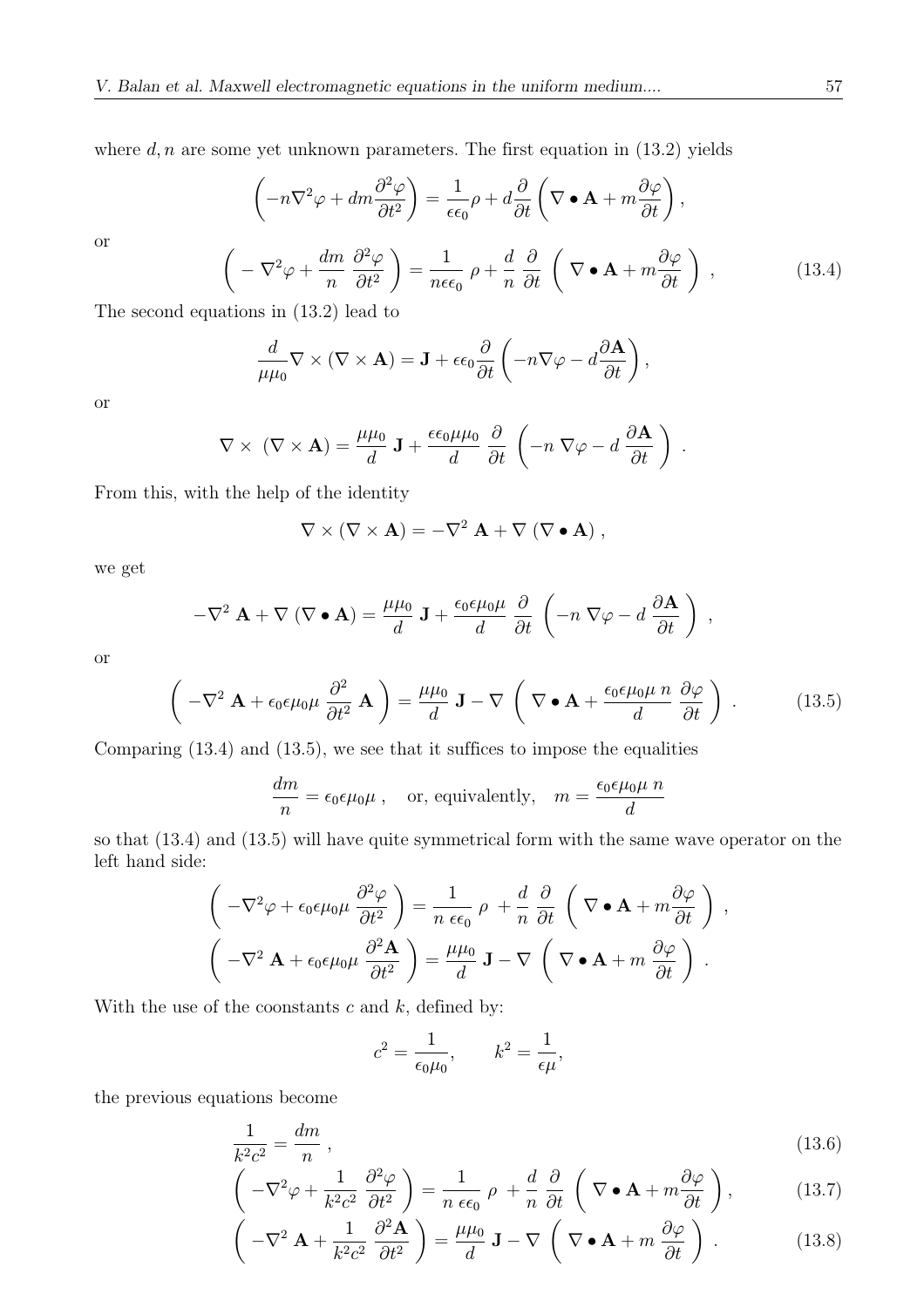where $d, n$ are some yet unknown parameters. The first equation in (13.2) yields

$$\left(-n\nabla^2\varphi + dm\frac{\partial^2\varphi}{\partial t^2}\right) = \frac{1}{\epsilon\epsilon_0}\rho + d\frac{\partial}{\partial t}\left(\nabla \bullet \mathbf{A} + m\frac{\partial\varphi}{\partial t}\right),$$

or

$$\left( -\nabla^2\varphi + \frac{dm}{n}\ \frac{\partial^2\varphi}{\partial t^2} \right) = \frac{1}{n\epsilon\epsilon_0}\ \rho + \frac{d}{n}\ \frac{\partial}{\partial t}\ \left(\ \nabla \bullet \mathbf{A} + m\frac{\partial\varphi}{\partial t}\ \right)\ , \tag{13.4}$$

The second equations in (13.2) lead to

$$\frac{d}{\mu\mu_0}\nabla \times (\nabla \times \mathbf{A}) = \mathbf{J} + \epsilon\epsilon_0\frac{\partial}{\partial t}\left(-n\nabla\varphi - d\frac{\partial \mathbf{A}}{\partial t}\right),$$

or

$$\nabla \times\ (\nabla \times \mathbf{A}) = \frac{\mu\mu_0}{d}\ \mathbf{J} + \frac{\epsilon\epsilon_0\mu\mu_0}{d}\ \frac{\partial}{\partial t}\ \left(-n\ \nabla\varphi - d\ \frac{\partial \mathbf{A}}{\partial t}\right)\ .$$

From this, with the help of the identity

$$\nabla \times (\nabla \times \mathbf{A}) = -\nabla^2\ \mathbf{A} + \nabla\ (\nabla \bullet \mathbf{A})\ ,$$

we get

$$-\nabla^2\ \mathbf{A} + \nabla\ (\nabla \bullet \mathbf{A}) = \frac{\mu\mu_0}{d}\ \mathbf{J} + \frac{\epsilon_0\epsilon\mu_0\mu}{d}\ \frac{\partial}{\partial t}\ \left(-n\ \nabla\varphi - d\ \frac{\partial \mathbf{A}}{\partial t}\right)\ ,$$

or

$$\left(\ -\nabla^2\ \mathbf{A} + \epsilon_0\epsilon\mu_0\mu\ \frac{\partial^2}{\partial t^2}\ \mathbf{A}\ \right) = \frac{\mu\mu_0}{d}\ \mathbf{J} - \nabla\ \left(\ \nabla \bullet \mathbf{A} + \frac{\epsilon_0\epsilon\mu_0\mu\ n}{d}\ \frac{\partial\varphi}{\partial t}\ \right)\ . \tag{13.5}$$

Comparing (13.4) and (13.5), we see that it suffices to impose the equalities

$$\frac{dm}{n} = \epsilon_0\epsilon\mu_0\mu\ , \quad \text{or, equivalently,} \quad m = \frac{\epsilon_0\epsilon\mu_0\mu\ n}{d}$$

so that (13.4) and (13.5) will have quite symmetrical form with the same wave operator on the left hand side:

$$\left(\ -\nabla^2\varphi + \epsilon_0\epsilon\mu_0\mu\ \frac{\partial^2\varphi}{\partial t^2}\ \right) = \frac{1}{n\ \epsilon\epsilon_0}\ \rho\ + \frac{d}{n}\ \frac{\partial}{\partial t}\ \left(\ \nabla \bullet \mathbf{A} + m\frac{\partial\varphi}{\partial t}\ \right)\ ,$$

$$\left(\ -\nabla^2\ \mathbf{A} + \epsilon_0\epsilon\mu_0\mu\ \frac{\partial^2\mathbf{A}}{\partial t^2}\ \right) = \frac{\mu\mu_0}{d}\ \mathbf{J} - \nabla\ \left(\ \nabla \bullet \mathbf{A} + m\ \frac{\partial\varphi}{\partial t}\ \right)\ .$$

With the use of the coonstants $c$ and $k$, defined by:

$$c^2 = \frac{1}{\epsilon_0\mu_0}, \qquad k^2 = \frac{1}{\epsilon\mu},$$

the previous equations become

$$\frac{1}{k^2c^2} = \frac{dm}{n}\ , \tag{13.6}$$

$$\left(\ -\nabla^2\varphi + \frac{1}{k^2c^2}\ \frac{\partial^2\varphi}{\partial t^2}\ \right) = \frac{1}{n\ \epsilon\epsilon_0}\ \rho\ + \frac{d}{n}\ \frac{\partial}{\partial t}\ \left(\ \nabla \bullet \mathbf{A} + m\frac{\partial\varphi}{\partial t}\ \right), \tag{13.7}$$

$$\left(\ -\nabla^2\ \mathbf{A} + \frac{1}{k^2c^2}\ \frac{\partial^2\mathbf{A}}{\partial t^2}\ \right) = \frac{\mu\mu_0}{d}\ \mathbf{J} - \nabla\ \left(\ \nabla \bullet \mathbf{A} + m\ \frac{\partial\varphi}{\partial t}\ \right)\ . \tag{13.8}$$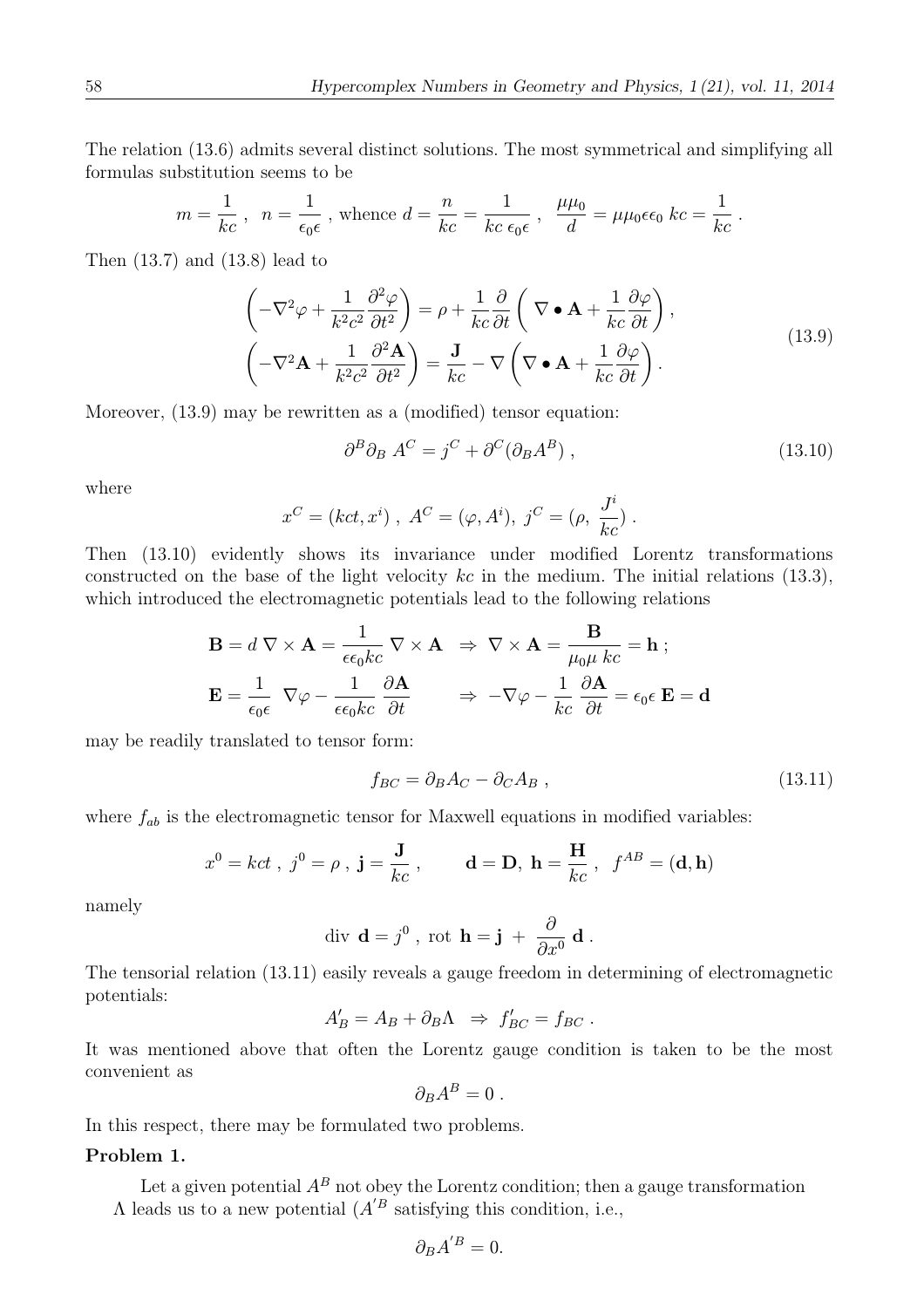The relation (13.6) admits several distinct solutions. The most symmetrical and simplifying all formulas substitution seems to be

$$m = \frac{1}{kc}\ ,\ \ n = \frac{1}{\epsilon_0 \epsilon}\ , \text{whence } d = \frac{n}{kc} = \frac{1}{kc\ \epsilon_0 \epsilon}\ ,\ \ \frac{\mu\mu_0}{d} = \mu\mu_0\epsilon\epsilon_0\ kc = \frac{1}{kc}\ .$$

Then (13.7) and (13.8) lead to

$$\begin{aligned}
&\left(-\nabla^2 \varphi + \frac{1}{k^2c^2}\frac{\partial^2 \varphi}{\partial t^2}\right) = \rho + \frac{1}{kc}\frac{\partial}{\partial t}\left(\ \nabla \bullet \mathbf{A} + \frac{1}{kc}\frac{\partial \varphi}{\partial t}\right),\\
&\left(-\nabla^2 \mathbf{A} + \frac{1}{k^2c^2}\frac{\partial^2 \mathbf{A}}{\partial t^2}\right) = \frac{\mathbf{J}}{kc} - \nabla\left(\nabla \bullet \mathbf{A} + \frac{1}{kc}\frac{\partial \varphi}{\partial t}\right).
\end{aligned} \tag{13.9}$$

Moreover, (13.9) may be rewritten as a (modified) tensor equation:

$$\partial^B \partial_B\ A^C = j^C + \partial^C(\partial_B A^B)\ , \tag{13.10}$$

where

$$x^C = (kct, x^i)\ ,\ A^C = (\varphi, A^i),\ j^C = (\rho,\ \frac{J^i}{kc})\ .$$

Then (13.10) evidently shows its invariance under modified Lorentz transformations constructed on the base of the light velocity $kc$ in the medium. The initial relations (13.3), which introduced the electromagnetic potentials lead to the following relations

$$\begin{aligned}
&\mathbf{B} = d\ \nabla \times \mathbf{A} = \frac{1}{\epsilon\epsilon_0 kc}\ \nabla \times \mathbf{A} \ \ \Rightarrow\ \nabla \times \mathbf{A} = \frac{\mathbf{B}}{\mu_0 \mu\ kc} = \mathbf{h}\ ;\\
&\mathbf{E} = \frac{1}{\epsilon_0 \epsilon}\ \nabla \varphi - \frac{1}{\epsilon\epsilon_0 kc}\ \frac{\partial \mathbf{A}}{\partial t} \qquad \Rightarrow\ -\nabla \varphi - \frac{1}{kc}\ \frac{\partial \mathbf{A}}{\partial t} = \epsilon_0 \epsilon\ \mathbf{E} = \mathbf{d}
\end{aligned}$$

may be readily translated to tensor form:

$$f_{BC} = \partial_B A_C - \partial_C A_B\ , \tag{13.11}$$

where $f_{ab}$ is the electromagnetic tensor for Maxwell equations in modified variables:

$$x^0 = kct\ ,\ j^0 = \rho\ ,\ \mathbf{j} = \frac{\mathbf{J}}{kc}\ , \qquad \mathbf{d} = \mathbf{D},\ \mathbf{h} = \frac{\mathbf{H}}{kc}\ ,\ \ f^{AB} = (\mathbf{d}, \mathbf{h})$$

namely

$$\text{div}\ \mathbf{d} = j^0\ ,\ \text{rot}\ \mathbf{h} = \mathbf{j}\ +\ \frac{\partial}{\partial x^0}\ \mathbf{d}\ .$$

The tensorial relation (13.11) easily reveals a gauge freedom in determining of electromagnetic potentials:

$$A'_B = A_B + \partial_B \Lambda\ \ \Rightarrow\ f'_{BC} = f_{BC}\ .$$

It was mentioned above that often the Lorentz gauge condition is taken to be the most convenient as

$$\partial_B A^B = 0\ .$$

In this respect, there may be formulated two problems.

**Problem 1.**

Let a given potential $A^B$ not obey the Lorentz condition; then a gauge transformation $\Lambda$ leads us to a new potential ($A'^B$ satisfying this condition, i.e.,

$$\partial_B A'^B = 0.$$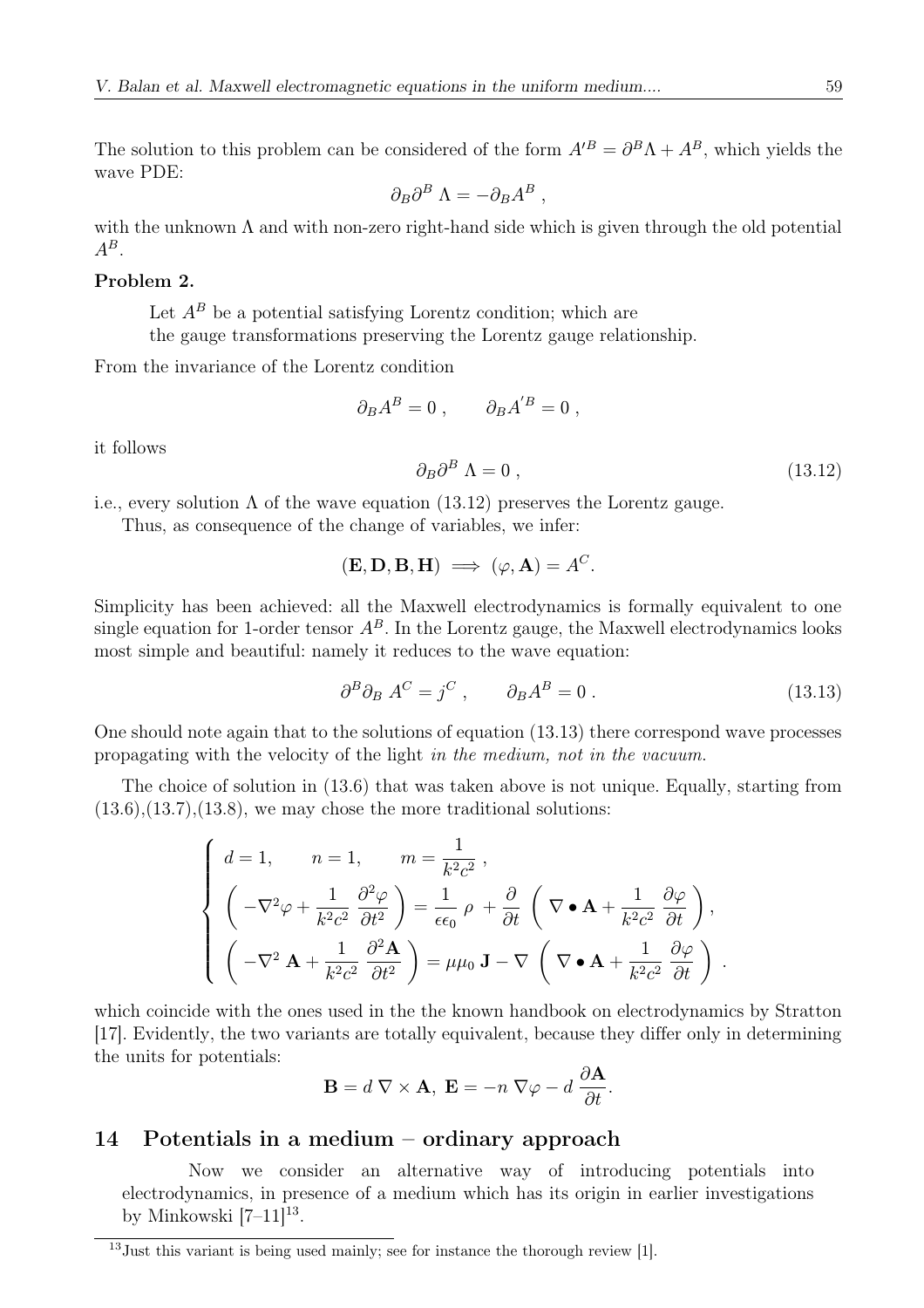The solution to this problem can be considered of the form $A'^B = \partial^B \Lambda + A^B$, which yields the wave PDE:

$$\partial_B \partial^B \, \Lambda = -\partial_B A^B \, ,$$

with the unknown $\Lambda$ and with non-zero right-hand side which is given through the old potential $A^B$.

**Problem 2.**

> Let $A^B$ be a potential satisfying Lorentz condition; which are the gauge transformations preserving the Lorentz gauge relationship.

From the invariance of the Lorentz condition

$$\partial_B A^B = 0 \, , \qquad \partial_B A'^B = 0 \, ,$$

it follows

$$\partial_B \partial^B \, \Lambda = 0 \, , \tag{13.12}$$

i.e., every solution $\Lambda$ of the wave equation (13.12) preserves the Lorentz gauge.

Thus, as consequence of the change of variables, we infer:

$$(\mathbf{E}, \mathbf{D}, \mathbf{B}, \mathbf{H}) \implies (\varphi, \mathbf{A}) = A^C.$$

Simplicity has been achieved: all the Maxwell electrodynamics is formally equivalent to one single equation for 1-order tensor $A^B$. In the Lorentz gauge, the Maxwell electrodynamics looks most simple and beautiful: namely it reduces to the wave equation:

$$\partial^B \partial_B \, A^C = j^C \, , \qquad \partial_B A^B = 0 \, . \tag{13.13}$$

One should note again that to the solutions of equation (13.13) there correspond wave processes propagating with the velocity of the light *in the medium, not in the vacuum.*

The choice of solution in (13.6) that was taken above is not unique. Equally, starting from (13.6),(13.7),(13.8), we may chose the more traditional solutions:

$$\left\{ \begin{array}{l} d = 1, \qquad n = 1, \qquad m = \dfrac{1}{k^2 c^2} \, , \\ \left( -\nabla^2 \varphi + \dfrac{1}{k^2 c^2} \, \dfrac{\partial^2 \varphi}{\partial t^2} \right) = \dfrac{1}{\epsilon \epsilon_0} \, \rho \, + \dfrac{\partial}{\partial t} \, \left( \nabla \bullet \mathbf{A} + \dfrac{1}{k^2 c^2} \, \dfrac{\partial \varphi}{\partial t} \right), \\ \left( -\nabla^2 \, \mathbf{A} + \dfrac{1}{k^2 c^2} \, \dfrac{\partial^2 \mathbf{A}}{\partial t^2} \right) = \mu \mu_0 \, \mathbf{J} - \nabla \, \left( \nabla \bullet \mathbf{A} + \dfrac{1}{k^2 c^2} \, \dfrac{\partial \varphi}{\partial t} \right) \, . \end{array} \right.$$

which coincide with the ones used in the the known handbook on electrodynamics by Stratton [17]. Evidently, the two variants are totally equivalent, because they differ only in determining the units for potentials:

$$\mathbf{B} = d \, \nabla \times \mathbf{A}, \; \mathbf{E} = -n \, \nabla \varphi - d \, \frac{\partial \mathbf{A}}{\partial t}.$$

## 14 Potentials in a medium – ordinary approach

> Now we consider an alternative way of introducing potentials into electrodynamics, in presence of a medium which has its origin in earlier investigations by Minkowski [7–11][13].

[13] Just this variant is being used mainly; see for instance the thorough review [1].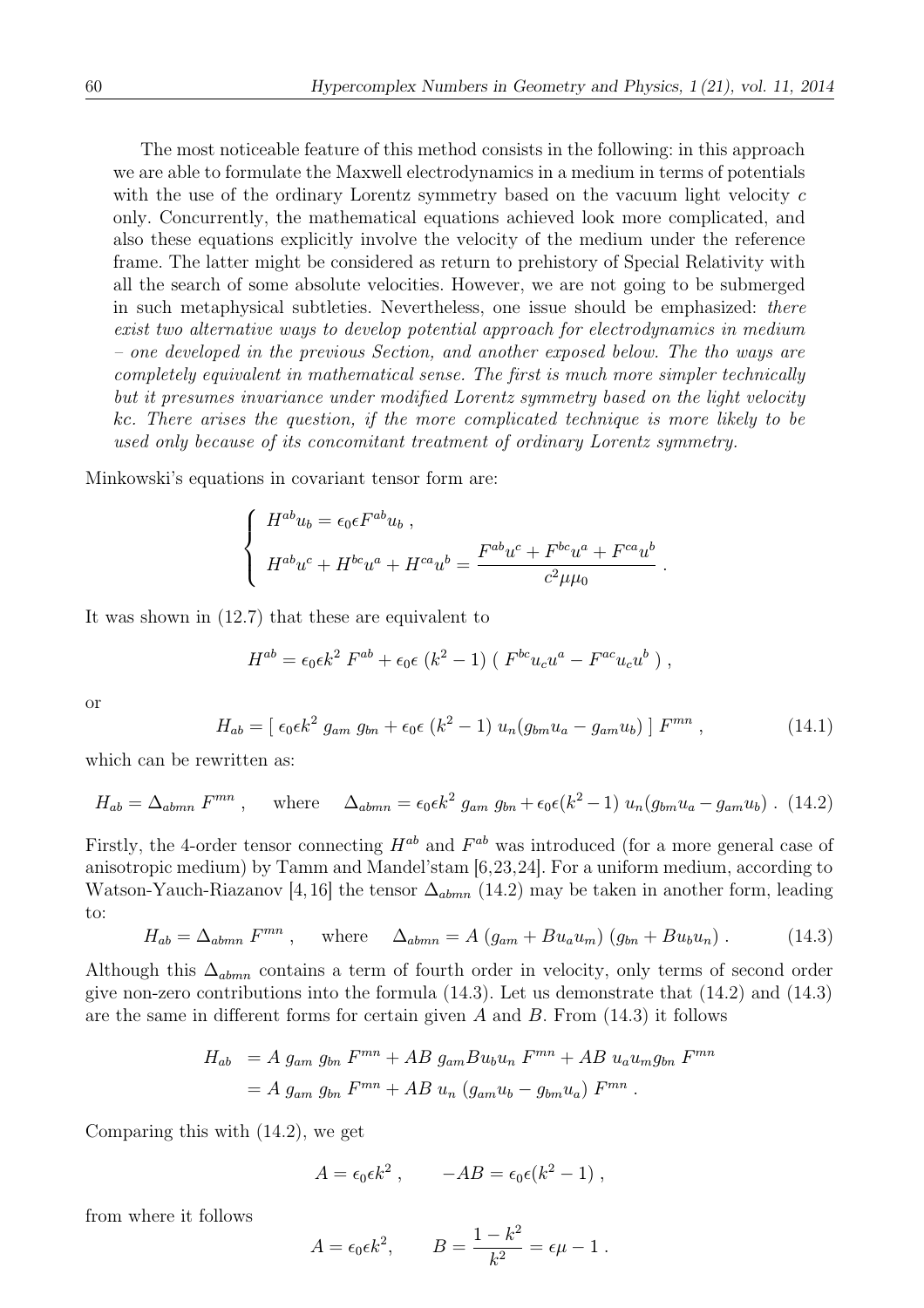The most noticeable feature of this method consists in the following: in this approach we are able to formulate the Maxwell electrodynamics in a medium in terms of potentials with the use of the ordinary Lorentz symmetry based on the vacuum light velocity $c$ only. Concurrently, the mathematical equations achieved look more complicated, and also these equations explicitly involve the velocity of the medium under the reference frame. The latter might be considered as return to prehistory of Special Relativity with all the search of some absolute velocities. However, we are not going to be submerged in such metaphysical subtleties. Nevertheless, one issue should be emphasized: *there exist two alternative ways to develop potential approach for electrodynamics in medium – one developed in the previous Section, and another exposed below. The tho ways are completely equivalent in mathematical sense. The first is much more simpler technically but it presumes invariance under modified Lorentz symmetry based on the light velocity kc. There arises the question, if the more complicated technique is more likely to be used only because of its concomitant treatment of ordinary Lorentz symmetry.*

Minkowski's equations in covariant tensor form are:

$$\left\{ \begin{array}{l} H^{ab} u_b = \epsilon_0 \epsilon F^{ab} u_b \; , \\ H^{ab} u^c + H^{bc} u^a + H^{ca} u^b = \dfrac{F^{ab} u^c + F^{bc} u^a + F^{ca} u^b}{c^2 \mu \mu_0} \; . \end{array} \right.$$

It was shown in (12.7) that these are equivalent to

$$H^{ab} = \epsilon_0 \epsilon k^2 \; F^{ab} + \epsilon_0 \epsilon \; (k^2 - 1) \; ( \; F^{bc} u_c u^a - F^{ac} u_c u^b \; ) \; ,$$

or

$$H_{ab} = [ \; \epsilon_0 \epsilon k^2 \; g_{am} \; g_{bn} + \epsilon_0 \epsilon \; (k^2 - 1) \; u_n (g_{bm} u_a - g_{am} u_b) \; ] \; F^{mn} \; , \tag{14.1}$$

which can be rewritten as:

$$H_{ab} = \Delta_{abmn} \; F^{mn} \; , \quad \text{where} \quad \Delta_{abmn} = \epsilon_0 \epsilon k^2 \; g_{am} \; g_{bn} + \epsilon_0 \epsilon (k^2 - 1) \; u_n (g_{bm} u_a - g_{am} u_b) \; . \tag{14.2}$$

Firstly, the 4-order tensor connecting $H^{ab}$ and $F^{ab}$ was introduced (for a more general case of anisotropic medium) by Tamm and Mandel'stam [6,23,24]. For a uniform medium, according to Watson-Yauch-Riazanov [4,16] the tensor $\Delta_{abmn}$ (14.2) may be taken in another form, leading to:

$$H_{ab} = \Delta_{abmn} \; F^{mn} \; , \quad \text{where} \quad \Delta_{abmn} = A \; (g_{am} + B u_a u_m) \; (g_{bn} + B u_b u_n) \; . \tag{14.3}$$

Although this $\Delta_{abmn}$ contains a term of fourth order in velocity, only terms of second order give non-zero contributions into the formula (14.3). Let us demonstrate that (14.2) and (14.3) are the same in different forms for certain given $A$ and $B$. From (14.3) it follows

$$\begin{aligned} H_{ab} \; &= A \; g_{am} \; g_{bn} \; F^{mn} + AB \; g_{am} B u_b u_n \; F^{mn} + AB \; u_a u_m g_{bn} \; F^{mn} \\ &= A \; g_{am} \; g_{bn} \; F^{mn} + AB \; u_n \; (g_{am} u_b - g_{bm} u_a) \; F^{mn} \; . \end{aligned}$$

Comparing this with (14.2), we get

$$A = \epsilon_0 \epsilon k^2 \; , \qquad -AB = \epsilon_0 \epsilon (k^2 - 1) \; ,$$

from where it follows

$$A = \epsilon_0 \epsilon k^2, \qquad B = \frac{1 - k^2}{k^2} = \epsilon \mu - 1 \; .$$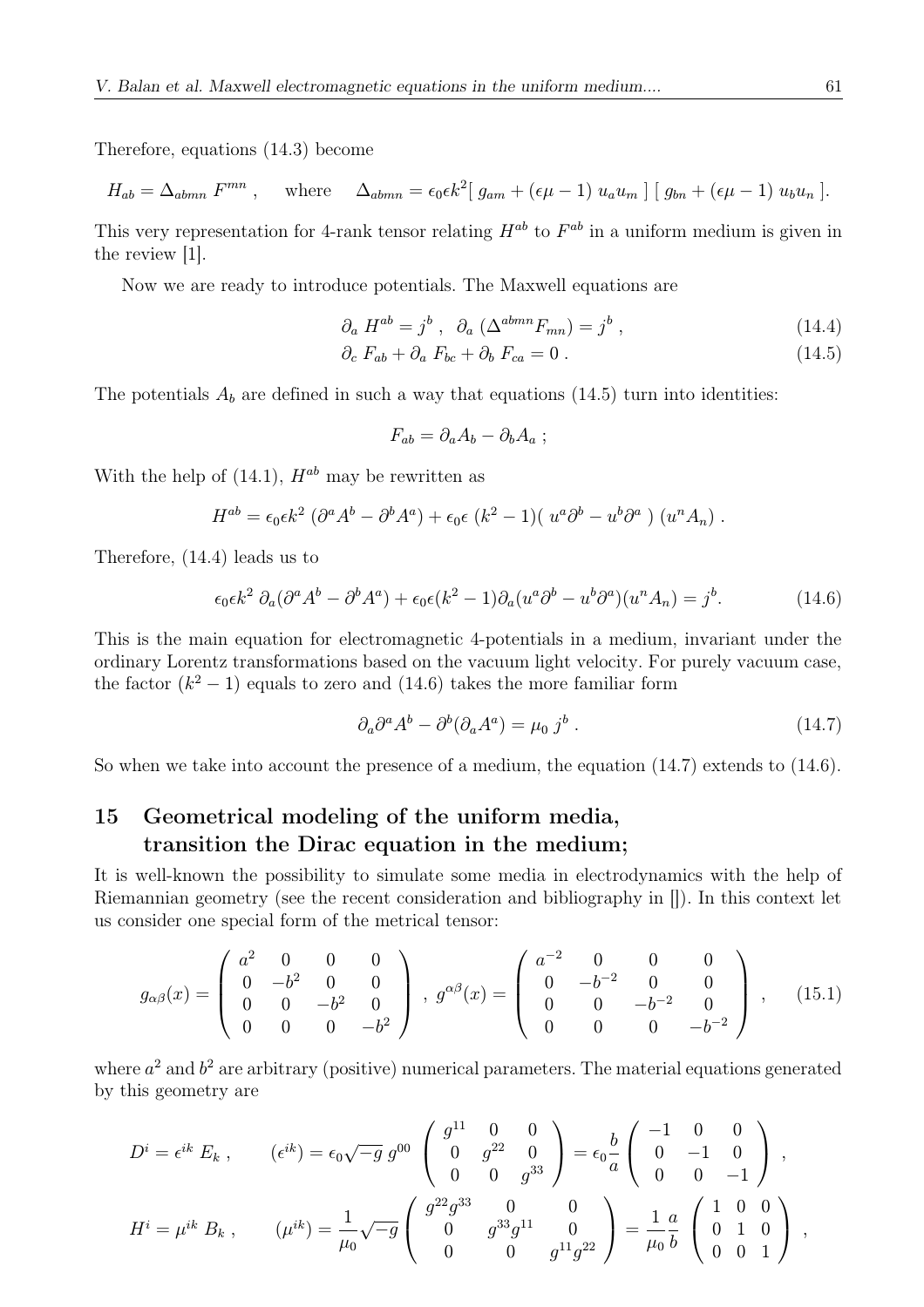Therefore, equations (14.3) become

$$H_{ab} = \Delta_{abmn}\, F^{mn}\,, \qquad \text{where} \qquad \Delta_{abmn} = \epsilon_0 \epsilon k^2 [\, g_{am} + (\epsilon\mu - 1)\; u_a u_m \,]\; [\, g_{bn} + (\epsilon\mu - 1)\; u_b u_n \,].$$

This very representation for 4-rank tensor relating $H^{ab}$ to $F^{ab}$ in a uniform medium is given in the review [1].

Now we are ready to introduce potentials. The Maxwell equations are

$$\partial_a\, H^{ab} = j^b\,, \quad \partial_a\, (\Delta^{abmn} F_{mn}) = j^b\,, \tag{14.4}$$

$$\partial_c\, F_{ab} + \partial_a\, F_{bc} + \partial_b\, F_{ca} = 0\,. \tag{14.5}$$

The potentials $A_b$ are defined in such a way that equations (14.5) turn into identities:

$$F_{ab} = \partial_a A_b - \partial_b A_a\,;$$

With the help of (14.1), $H^{ab}$ may be rewritten as

$$H^{ab} = \epsilon_0 \epsilon k^2\, (\partial^a A^b - \partial^b A^a) + \epsilon_0 \epsilon\, (k^2 - 1)(\, u^a \partial^b - u^b \partial^a\,)\, (u^n A_n)\,.$$

Therefore, (14.4) leads us to

$$\epsilon_0 \epsilon k^2\, \partial_a (\partial^a A^b - \partial^b A^a) + \epsilon_0 \epsilon (k^2 - 1) \partial_a (u^a \partial^b - u^b \partial^a)(u^n A_n) = j^b. \tag{14.6}$$

This is the main equation for electromagnetic 4-potentials in a medium, invariant under the ordinary Lorentz transformations based on the vacuum light velocity. For purely vacuum case, the factor $(k^2 - 1)$ equals to zero and (14.6) takes the more familiar form

$$\partial_a \partial^a A^b - \partial^b (\partial_a A^a) = \mu_0\, j^b\,. \tag{14.7}$$

So when we take into account the presence of a medium, the equation (14.7) extends to (14.6).

## 15 Geometrical modeling of the uniform media, transition the Dirac equation in the medium;

It is well-known the possibility to simulate some media in electrodynamics with the help of Riemannian geometry (see the recent consideration and bibliography in []). In this context let us consider one special form of the metrical tensor:

$$g_{\alpha\beta}(x) = \left( \begin{array}{cccc} a^2 & 0 & 0 & 0 \\ 0 & -b^2 & 0 & 0 \\ 0 & 0 & -b^2 & 0 \\ 0 & 0 & 0 & -b^2 \end{array} \right)\,,\; g^{\alpha\beta}(x) = \left( \begin{array}{cccc} a^{-2} & 0 & 0 & 0 \\ 0 & -b^{-2} & 0 & 0 \\ 0 & 0 & -b^{-2} & 0 \\ 0 & 0 & 0 & -b^{-2} \end{array} \right)\,, \tag{15.1}$$

where $a^2$ and $b^2$ are arbitrary (positive) numerical parameters. The material equations generated by this geometry are

$$D^i = \epsilon^{ik}\, E_k\,, \qquad (\epsilon^{ik}) = \epsilon_0 \sqrt{-g}\; g^{00}\, \left( \begin{array}{ccc} g^{11} & 0 & 0 \\ 0 & g^{22} & 0 \\ 0 & 0 & g^{33} \end{array} \right) = \epsilon_0 \frac{b}{a} \left( \begin{array}{ccc} -1 & 0 & 0 \\ 0 & -1 & 0 \\ 0 & 0 & -1 \end{array} \right)\,,$$

$$H^i = \mu^{ik}\, B_k\,, \qquad (\mu^{ik}) = \frac{1}{\mu_0} \sqrt{-g} \left( \begin{array}{ccc} g^{22} g^{33} & 0 & 0 \\ 0 & g^{33} g^{11} & 0 \\ 0 & 0 & g^{11} g^{22} \end{array} \right) = \frac{1}{\mu_0} \frac{a}{b}\, \left( \begin{array}{ccc} 1 & 0 & 0 \\ 0 & 1 & 0 \\ 0 & 0 & 1 \end{array} \right)\,,$$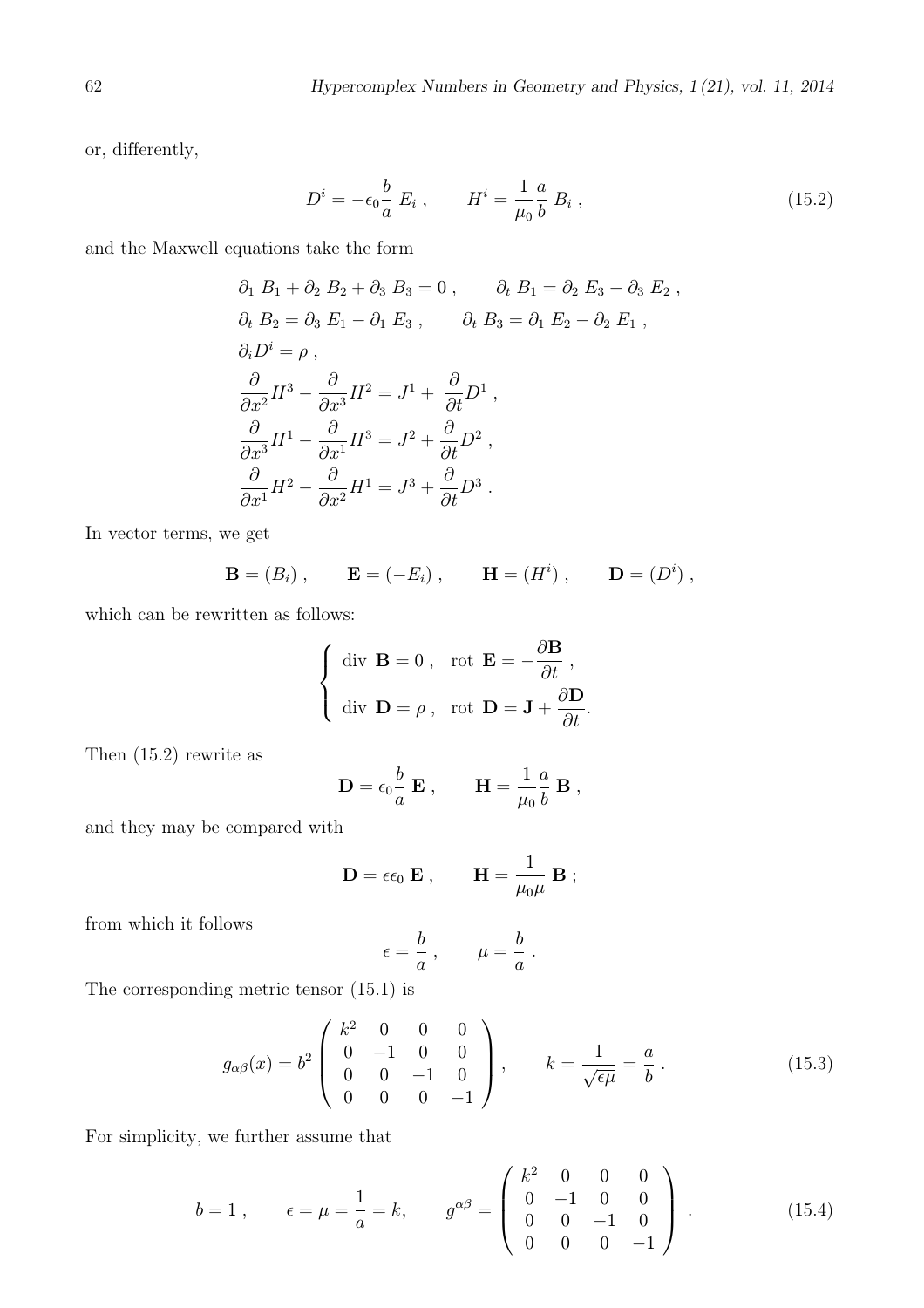or, differently,

$$D^i = -\epsilon_0 \frac{b}{a}\, E_i \;, \qquad H^i = \frac{1}{\mu_0}\frac{a}{b}\, B_i \;, \tag{15.2}$$

and the Maxwell equations take the form

$$\begin{aligned}
&\partial_1\, B_1 + \partial_2\, B_2 + \partial_3\, B_3 = 0 \;, \qquad \partial_t\, B_1 = \partial_2\, E_3 - \partial_3\, E_2 \;, \\
&\partial_t\, B_2 = \partial_3\, E_1 - \partial_1\, E_3 \;, \qquad \partial_t\, B_3 = \partial_1\, E_2 - \partial_2\, E_1 \;, \\
&\partial_i D^i = \rho \;, \\
&\frac{\partial}{\partial x^2}H^3 - \frac{\partial}{\partial x^3}H^2 = J^1 + \frac{\partial}{\partial t}D^1 \;, \\
&\frac{\partial}{\partial x^3}H^1 - \frac{\partial}{\partial x^1}H^3 = J^2 + \frac{\partial}{\partial t}D^2 \;, \\
&\frac{\partial}{\partial x^1}H^2 - \frac{\partial}{\partial x^2}H^1 = J^3 + \frac{\partial}{\partial t}D^3 \;.
\end{aligned}$$

In vector terms, we get

$$\mathbf{B} = (B_i) \;, \qquad \mathbf{E} = (-E_i) \;, \qquad \mathbf{H} = (H^i) \;, \qquad \mathbf{D} = (D^i) \;,$$

which can be rewritten as follows:

$$\begin{cases} \text{div }\mathbf{B} = 0 \;, \quad \text{rot }\mathbf{E} = -\dfrac{\partial \mathbf{B}}{\partial t} \;, \\ \text{div }\mathbf{D} = \rho \;, \quad \text{rot }\mathbf{D} = \mathbf{J} + \dfrac{\partial \mathbf{D}}{\partial t}. \end{cases}$$

Then (15.2) rewrite as

$$\mathbf{D} = \epsilon_0 \frac{b}{a}\,\mathbf{E} \;, \qquad \mathbf{H} = \frac{1}{\mu_0}\frac{a}{b}\,\mathbf{B} \;,$$

and they may be compared with

$$\mathbf{D} = \epsilon\epsilon_0\,\mathbf{E} \;, \qquad \mathbf{H} = \frac{1}{\mu_0 \mu}\,\mathbf{B} \;;$$

from which it follows

$$\epsilon = \frac{b}{a} \;, \qquad \mu = \frac{b}{a} \;.$$

The corresponding metric tensor (15.1) is

$$g_{\alpha\beta}(x) = b^2 \begin{pmatrix} k^2 & 0 & 0 & 0 \\ 0 & -1 & 0 & 0 \\ 0 & 0 & -1 & 0 \\ 0 & 0 & 0 & -1 \end{pmatrix} , \qquad k = \frac{1}{\sqrt{\epsilon\mu}} = \frac{a}{b} \;. \tag{15.3}$$

For simplicity, we further assume that

$$b = 1 \;, \qquad \epsilon = \mu = \frac{1}{a} = k, \qquad g^{\alpha\beta} = \begin{pmatrix} k^2 & 0 & 0 & 0 \\ 0 & -1 & 0 & 0 \\ 0 & 0 & -1 & 0 \\ 0 & 0 & 0 & -1 \end{pmatrix} \;. \tag{15.4}$$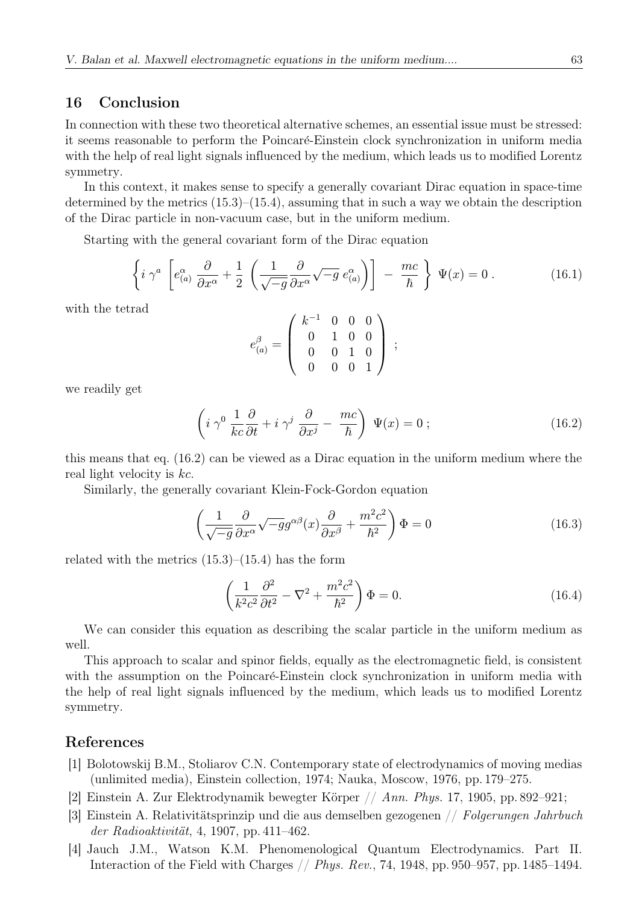## 16 Conclusion

In connection with these two theoretical alternative schemes, an essential issue must be stressed: it seems reasonable to perform the Poincaré-Einstein clock synchronization in uniform media with the help of real light signals influenced by the medium, which leads us to modified Lorentz symmetry.

In this context, it makes sense to specify a generally covariant Dirac equation in space-time determined by the metrics (15.3)–(15.4), assuming that in such a way we obtain the description of the Dirac particle in non-vacuum case, but in the uniform medium.

Starting with the general covariant form of the Dirac equation

$$\left\{ i\,\gamma^{a}\,\left[ e^{\alpha}_{(a)}\,\frac{\partial}{\partial x^{\alpha}} + \frac{1}{2}\,\left( \frac{1}{\sqrt{-g}}\frac{\partial}{\partial x^{\alpha}}\sqrt{-g}\;e^{\alpha}_{(a)} \right) \right] \;-\; \frac{mc}{\hbar} \right\}\;\Psi(x) = 0\;. \tag{16.1}$$

with the tetrad

$$e^{\beta}_{(a)} = \left( \begin{array}{cccc} k^{-1} & 0 & 0 & 0 \\ 0 & 1 & 0 & 0 \\ 0 & 0 & 1 & 0 \\ 0 & 0 & 0 & 1 \end{array} \right)\;;$$

we readily get

$$\left( i\,\gamma^{0}\;\frac{1}{kc}\frac{\partial}{\partial t} + i\,\gamma^{j}\;\frac{\partial}{\partial x^{j}} -\;\frac{mc}{\hbar} \right)\;\Psi(x) = 0\;; \tag{16.2}$$

this means that eq. (16.2) can be viewed as a Dirac equation in the uniform medium where the real light velocity is $kc$.

Similarly, the generally covariant Klein-Fock-Gordon equation

$$\left( \frac{1}{\sqrt{-g}}\frac{\partial}{\partial x^{\alpha}}\sqrt{-g}g^{\alpha\beta}(x)\frac{\partial}{\partial x^{\beta}} + \frac{m^{2}c^{2}}{\hbar^{2}} \right)\Phi = 0 \tag{16.3}$$

related with the metrics (15.3)–(15.4) has the form

$$\left( \frac{1}{k^{2}c^{2}}\frac{\partial^{2}}{\partial t^{2}} - \nabla^{2} + \frac{m^{2}c^{2}}{\hbar^{2}} \right)\Phi = 0. \tag{16.4}$$

We can consider this equation as describing the scalar particle in the uniform medium as well.

This approach to scalar and spinor fields, equally as the electromagnetic field, is consistent with the assumption on the Poincaré-Einstein clock synchronization in uniform media with the help of real light signals influenced by the medium, which leads us to modified Lorentz symmetry.

## References

[1] Bolotowskij B.M., Stoliarov C.N. Contemporary state of electrodynamics of moving medias (unlimited media), Einstein collection, 1974; Nauka, Moscow, 1976, pp. 179–275.

[2] Einstein A. Zur Elektrodynamik bewegter Körper // *Ann. Phys.* 17, 1905, pp. 892–921;

[3] Einstein A. Relativitätsprinzip und die aus demselben gezogenen // *Folgerungen Jahrbuch der Radioaktivität*, 4, 1907, pp. 411–462.

[4] Jauch J.M., Watson K.M. Phenomenological Quantum Electrodynamics. Part II. Interaction of the Field with Charges // *Phys. Rev.*, 74, 1948, pp. 950–957, pp. 1485–1494.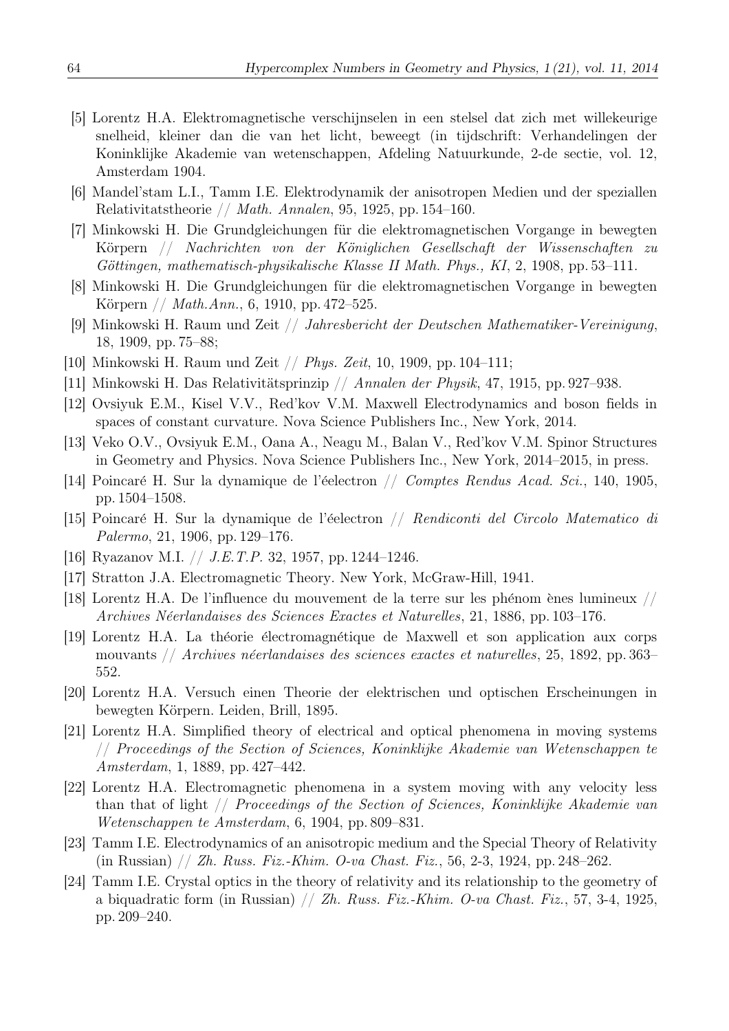[5] Lorentz H.A. Elektromagnetische verschijnselen in een stelsel dat zich met willekeurige snelheid, kleiner dan die van het licht, beweegt (in tijdschrift: Verhandelingen der Koninklijke Akademie van wetenschappen, Afdeling Natuurkunde, 2-de sectie, vol. 12, Amsterdam 1904.

[6] Mandel'stam L.I., Tamm I.E. Elektrodynamik der anisotropen Medien und der speziallen Relativitatstheorie // *Math. Annalen*, 95, 1925, pp. 154–160.

[7] Minkowski H. Die Grundgleichungen für die elektromagnetischen Vorgange in bewegten Körpern // *Nachrichten von der Königlichen Gesellschaft der Wissenschaften zu Göttingen, mathematisch-physikalische Klasse II Math. Phys., KI*, 2, 1908, pp. 53–111.

[8] Minkowski H. Die Grundgleichungen für die elektromagnetischen Vorgange in bewegten Körpern // *Math.Ann.*, 6, 1910, pp. 472–525.

[9] Minkowski H. Raum und Zeit // *Jahresbericht der Deutschen Mathematiker-Vereinigung*, 18, 1909, pp. 75–88;

[10] Minkowski H. Raum und Zeit // *Phys. Zeit*, 10, 1909, pp. 104–111;

[11] Minkowski H. Das Relativitätsprinzip // *Annalen der Physik*, 47, 1915, pp. 927–938.

[12] Ovsiyuk E.M., Kisel V.V., Red'kov V.M. Maxwell Electrodynamics and boson fields in spaces of constant curvature. Nova Science Publishers Inc., New York, 2014.

[13] Veko O.V., Ovsiyuk E.M., Oana A., Neagu M., Balan V., Red'kov V.M. Spinor Structures in Geometry and Physics. Nova Science Publishers Inc., New York, 2014–2015, in press.

[14] Poincaré H. Sur la dynamique de l'éelectron // *Comptes Rendus Acad. Sci.*, 140, 1905, pp. 1504–1508.

[15] Poincaré H. Sur la dynamique de l'éelectron // *Rendiconti del Circolo Matematico di Palermo*, 21, 1906, pp. 129–176.

[16] Ryazanov M.I. // *J.E.T.P.* 32, 1957, pp. 1244–1246.

[17] Stratton J.A. Electromagnetic Theory. New York, McGraw-Hill, 1941.

[18] Lorentz H.A. De l'influence du mouvement de la terre sur les phénom ènes lumineux // *Archives Néerlandaises des Sciences Exactes et Naturelles*, 21, 1886, pp. 103–176.

[19] Lorentz H.A. La théorie électromagnétique de Maxwell et son application aux corps mouvants // *Archives néerlandaises des sciences exactes et naturelles*, 25, 1892, pp. 363–552.

[20] Lorentz H.A. Versuch einen Theorie der elektrischen und optischen Erscheinungen in bewegten Körpern. Leiden, Brill, 1895.

[21] Lorentz H.A. Simplified theory of electrical and optical phenomena in moving systems // *Proceedings of the Section of Sciences, Koninklijke Akademie van Wetenschappen te Amsterdam*, 1, 1889, pp. 427–442.

[22] Lorentz H.A. Electromagnetic phenomena in a system moving with any velocity less than that of light // *Proceedings of the Section of Sciences, Koninklijke Akademie van Wetenschappen te Amsterdam*, 6, 1904, pp. 809–831.

[23] Tamm I.E. Electrodynamics of an anisotropic medium and the Special Theory of Relativity (in Russian) // *Zh. Russ. Fiz.-Khim. O-va Chast. Fiz.*, 56, 2-3, 1924, pp. 248–262.

[24] Tamm I.E. Crystal optics in the theory of relativity and its relationship to the geometry of a biquadratic form (in Russian) // *Zh. Russ. Fiz.-Khim. O-va Chast. Fiz.*, 57, 3-4, 1925, pp. 209–240.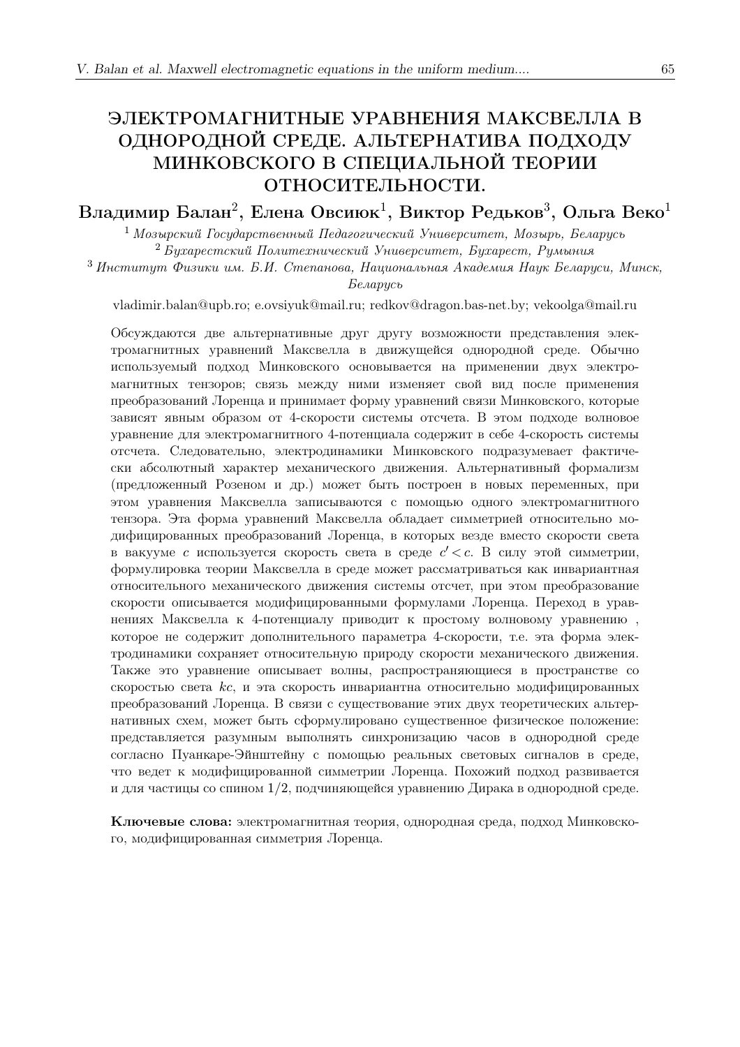# ЭЛЕКТРОМАГНИТНЫЕ УРАВНЕНИЯ МАКСВЕЛЛА В ОДНОРОДНОЙ СРЕДЕ. АЛЬТЕРНАТИВА ПОДХОДУ МИНКОВСКОГО В СПЕЦИАЛЬНОЙ ТЕОРИИ ОТНОСИТЕЛЬНОСТИ.

**Владимир Балан[2], Елена Овсиюк[1], Виктор Редьков[3], Ольга Веко[1]**

[1] *Мозырский Государственный Педагогический Университет, Мозырь, Беларусь*
[2] *Бухарестский Политехнический Университет, Бухарест, Румыния*
[3] *Институт Физики им. Б.И. Степанова, Национальная Академия Наук Беларуси, Минск, Беларусь*

vladimir.balan@upb.ro; e.ovsiyuk@mail.ru; redkov@dragon.bas-net.by; vekoolga@mail.ru

Обсуждаются две альтернативные друг другу возможности представления электромагнитных уравнений Максвелла в движущейся однородной среде. Обычно используемый подход Минковского основывается на применении двух электромагнитных тензоров; связь между ними изменяет свой вид после применения преобразований Лоренца и принимает форму уравнений связи Минковского, которые зависят явным образом от 4-скорости системы отсчета. В этом подходе волновое уравнение для электромагнитного 4-потенциала содержит в себе 4-скорость системы отсчета. Следовательно, электродинамики Минковского подразумевает фактически абсолютный характер механического движения. Альтернативный формализм (предложенный Розеном и др.) может быть построен в новых переменных, при этом уравнения Максвелла записываются с помощью одного электромагнитного тензора. Эта форма уравнений Максвелла обладает симметрией относительно модифицированных преобразований Лоренца, в которых везде вместо скорости света в вакууме $c$ используется скорость света в среде $c' < c$. В силу этой симметрии, формулировка теории Максвелла в среде может рассматриваться как инвариантная относительного механического движения системы отсчет, при этом преобразование скорости описывается модифицированными формулами Лоренца. Переход в уравнениях Максвелла к 4-потенциалу приводит к простому волновому уравнению , которое не содержит дополнительного параметра 4-скорости, т.е. эта форма электродинамики сохраняет относительную природу скорости механического движения. Также это уравнение описывает волны, распространяющиеся в пространстве со скоростью света $kc$, и эта скорость инвариантна относительно модифицированных преобразований Лоренца. В связи с существование этих двух теоретических альтернативных схем, может быть сформулировано существенное физическое положение: представляется разумным выполнять синхронизацию часов в однородной среде согласно Пуанкаре-Эйнштейну с помощью реальных световых сигналов в среде, что ведет к модифицированной симметрии Лоренца. Похожий подход развивается и для частицы со спином $1/2$, подчиняющейся уравнению Дирака в однородной среде.

**Ключевые слова:** электромагнитная теория, однородная среда, подход Минковского, модифицированная симметрия Лоренца.